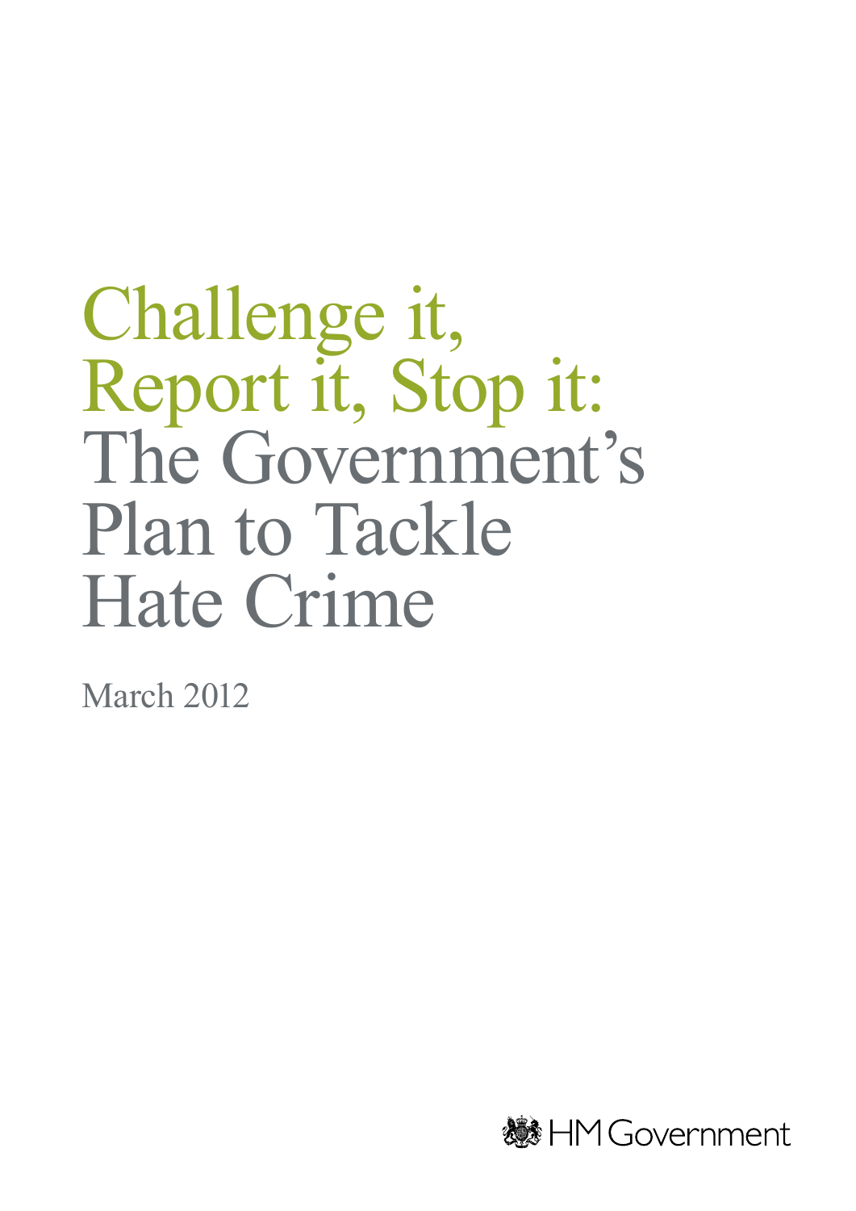# Challenge it, Report it, Stop it: The Government's Plan to Tackle Hate Crime

March 2012

HM Government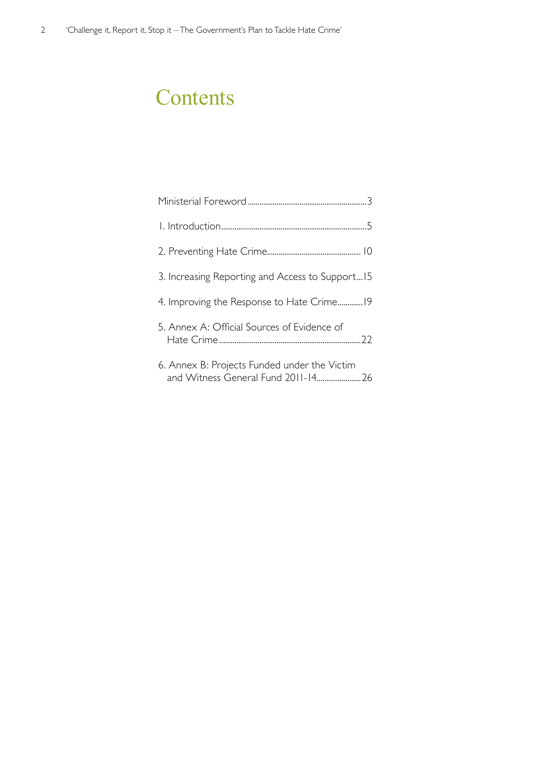# Contents

Ministerial Foreword ........................................................ 3

1. Introduction ........................................................ 5

2. Preventing Hate Crime ........................................................ 10

3. Increasing Reporting and Access to Support ... 15

4. Improving the Response to Hate Crime ............ 19

5. Annex A: Official Sources of Evidence of Hate Crime ........................................................ 22

6. Annex B: Projects Funded under the Victim and Witness General Fund 2011-14 ........................ 26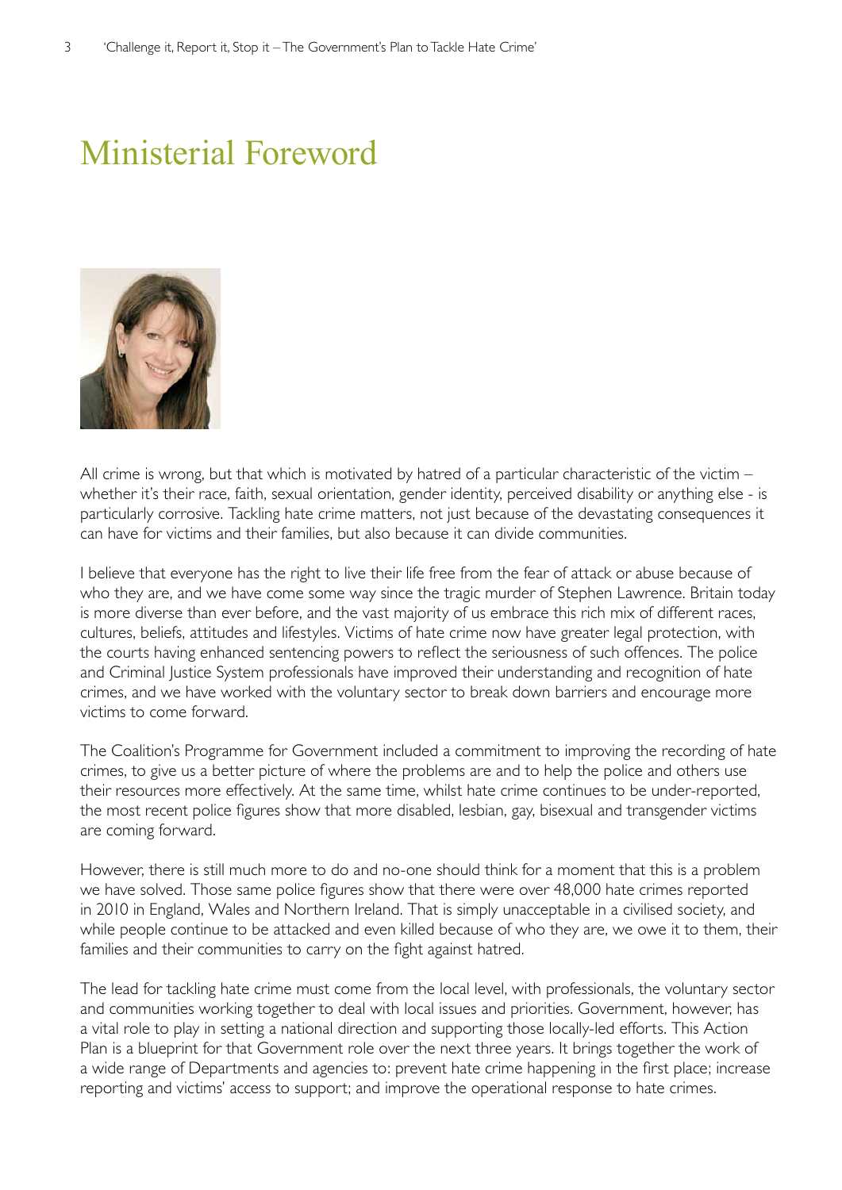# Ministerial Foreword

All crime is wrong, but that which is motivated by hatred of a particular characteristic of the victim – whether it's their race, faith, sexual orientation, gender identity, perceived disability or anything else - is particularly corrosive. Tackling hate crime matters, not just because of the devastating consequences it can have for victims and their families, but also because it can divide communities.

I believe that everyone has the right to live their life free from the fear of attack or abuse because of who they are, and we have come some way since the tragic murder of Stephen Lawrence. Britain today is more diverse than ever before, and the vast majority of us embrace this rich mix of different races, cultures, beliefs, attitudes and lifestyles. Victims of hate crime now have greater legal protection, with the courts having enhanced sentencing powers to reflect the seriousness of such offences. The police and Criminal Justice System professionals have improved their understanding and recognition of hate crimes, and we have worked with the voluntary sector to break down barriers and encourage more victims to come forward.

The Coalition's Programme for Government included a commitment to improving the recording of hate crimes, to give us a better picture of where the problems are and to help the police and others use their resources more effectively. At the same time, whilst hate crime continues to be under-reported, the most recent police figures show that more disabled, lesbian, gay, bisexual and transgender victims are coming forward.

However, there is still much more to do and no-one should think for a moment that this is a problem we have solved. Those same police figures show that there were over 48,000 hate crimes reported in 2010 in England, Wales and Northern Ireland. That is simply unacceptable in a civilised society, and while people continue to be attacked and even killed because of who they are, we owe it to them, their families and their communities to carry on the fight against hatred.

The lead for tackling hate crime must come from the local level, with professionals, the voluntary sector and communities working together to deal with local issues and priorities. Government, however, has a vital role to play in setting a national direction and supporting those locally-led efforts. This Action Plan is a blueprint for that Government role over the next three years. It brings together the work of a wide range of Departments and agencies to: prevent hate crime happening in the first place; increase reporting and victims' access to support; and improve the operational response to hate crimes.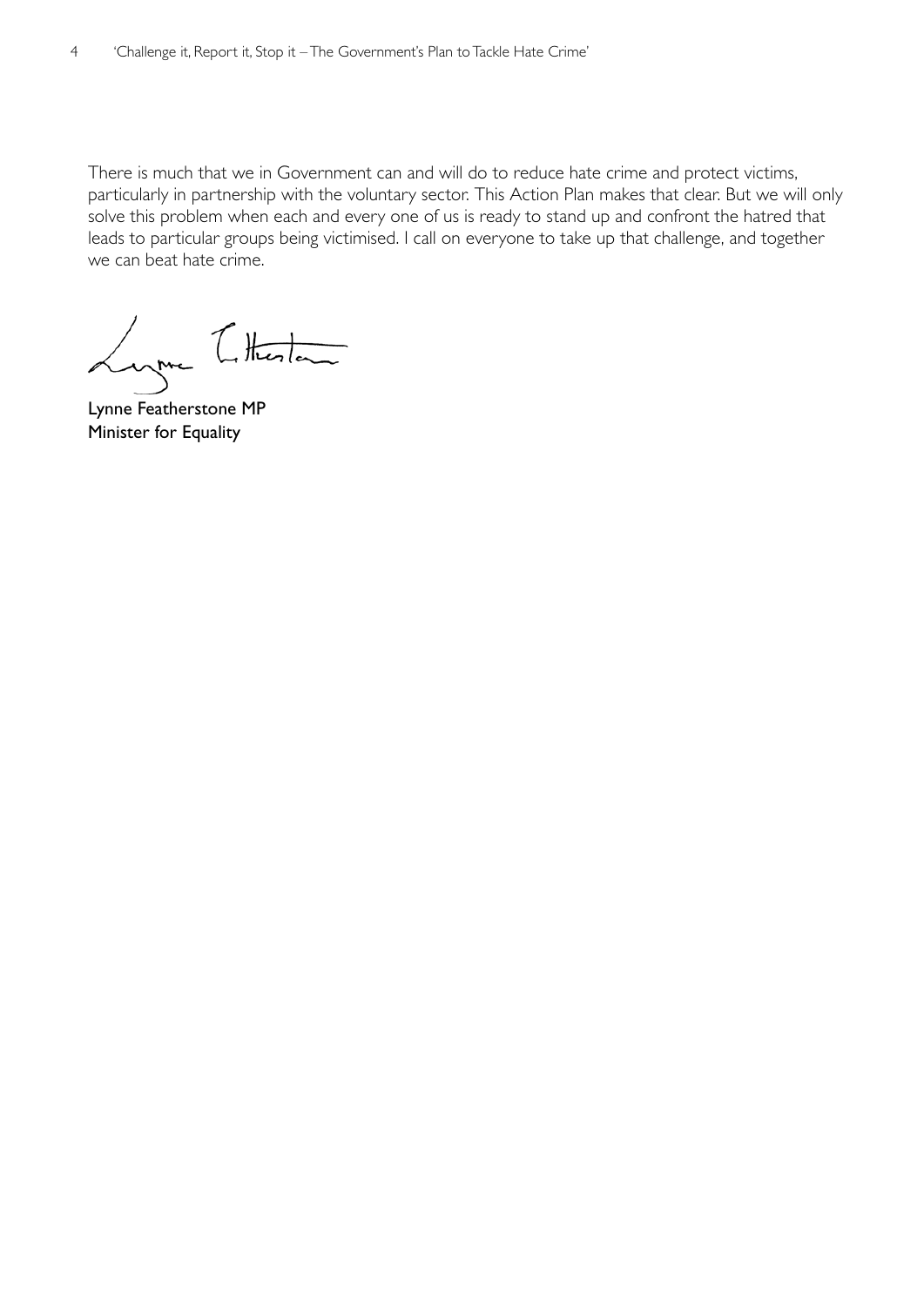There is much that we in Government can and will do to reduce hate crime and protect victims, particularly in partnership with the voluntary sector. This Action Plan makes that clear. But we will only solve this problem when each and every one of us is ready to stand up and confront the hatred that leads to particular groups being victimised. I call on everyone to take up that challenge, and together we can beat hate crime.

Lynne Featherstone MP
Minister for Equality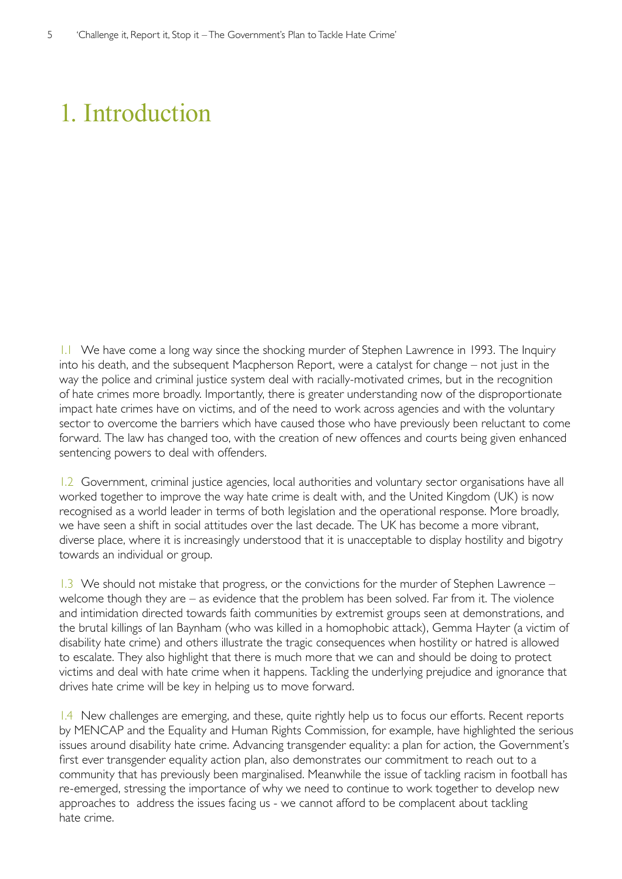# 1. Introduction

1.1 We have come a long way since the shocking murder of Stephen Lawrence in 1993. The Inquiry into his death, and the subsequent Macpherson Report, were a catalyst for change – not just in the way the police and criminal justice system deal with racially-motivated crimes, but in the recognition of hate crimes more broadly. Importantly, there is greater understanding now of the disproportionate impact hate crimes have on victims, and of the need to work across agencies and with the voluntary sector to overcome the barriers which have caused those who have previously been reluctant to come forward. The law has changed too, with the creation of new offences and courts being given enhanced sentencing powers to deal with offenders.

1.2 Government, criminal justice agencies, local authorities and voluntary sector organisations have all worked together to improve the way hate crime is dealt with, and the United Kingdom (UK) is now recognised as a world leader in terms of both legislation and the operational response. More broadly, we have seen a shift in social attitudes over the last decade. The UK has become a more vibrant, diverse place, where it is increasingly understood that it is unacceptable to display hostility and bigotry towards an individual or group.

1.3 We should not mistake that progress, or the convictions for the murder of Stephen Lawrence – welcome though they are – as evidence that the problem has been solved. Far from it. The violence and intimidation directed towards faith communities by extremist groups seen at demonstrations, and the brutal killings of Ian Baynham (who was killed in a homophobic attack), Gemma Hayter (a victim of disability hate crime) and others illustrate the tragic consequences when hostility or hatred is allowed to escalate. They also highlight that there is much more that we can and should be doing to protect victims and deal with hate crime when it happens. Tackling the underlying prejudice and ignorance that drives hate crime will be key in helping us to move forward.

1.4 New challenges are emerging, and these, quite rightly help us to focus our efforts. Recent reports by MENCAP and the Equality and Human Rights Commission, for example, have highlighted the serious issues around disability hate crime. Advancing transgender equality: a plan for action, the Government's first ever transgender equality action plan, also demonstrates our commitment to reach out to a community that has previously been marginalised. Meanwhile the issue of tackling racism in football has re-emerged, stressing the importance of why we need to continue to work together to develop new approaches to address the issues facing us - we cannot afford to be complacent about tackling hate crime.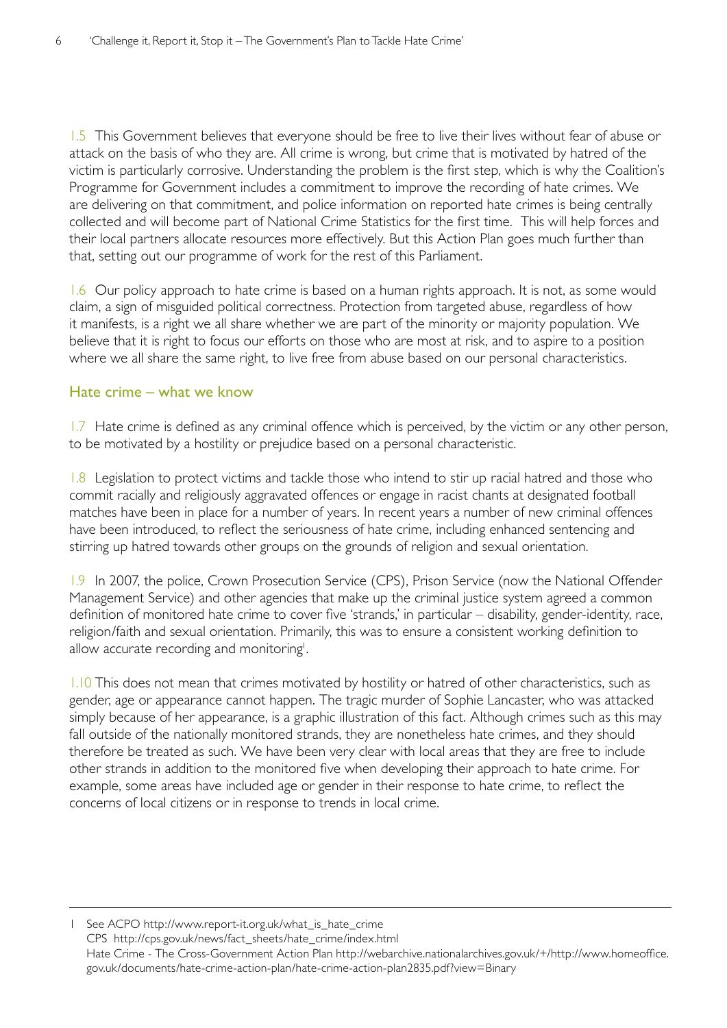1.5 This Government believes that everyone should be free to live their lives without fear of abuse or attack on the basis of who they are. All crime is wrong, but crime that is motivated by hatred of the victim is particularly corrosive. Understanding the problem is the first step, which is why the Coalition's Programme for Government includes a commitment to improve the recording of hate crimes. We are delivering on that commitment, and police information on reported hate crimes is being centrally collected and will become part of National Crime Statistics for the first time. This will help forces and their local partners allocate resources more effectively. But this Action Plan goes much further than that, setting out our programme of work for the rest of this Parliament.

1.6 Our policy approach to hate crime is based on a human rights approach. It is not, as some would claim, a sign of misguided political correctness. Protection from targeted abuse, regardless of how it manifests, is a right we all share whether we are part of the minority or majority population. We believe that it is right to focus our efforts on those who are most at risk, and to aspire to a position where we all share the same right, to live free from abuse based on our personal characteristics.

## Hate crime – what we know

1.7 Hate crime is defined as any criminal offence which is perceived, by the victim or any other person, to be motivated by a hostility or prejudice based on a personal characteristic.

1.8 Legislation to protect victims and tackle those who intend to stir up racial hatred and those who commit racially and religiously aggravated offences or engage in racist chants at designated football matches have been in place for a number of years. In recent years a number of new criminal offences have been introduced, to reflect the seriousness of hate crime, including enhanced sentencing and stirring up hatred towards other groups on the grounds of religion and sexual orientation.

1.9 In 2007, the police, Crown Prosecution Service (CPS), Prison Service (now the National Offender Management Service) and other agencies that make up the criminal justice system agreed a common definition of monitored hate crime to cover five 'strands,' in particular – disability, gender-identity, race, religion/faith and sexual orientation. Primarily, this was to ensure a consistent working definition to allow accurate recording and monitoring[1].

1.10 This does not mean that crimes motivated by hostility or hatred of other characteristics, such as gender, age or appearance cannot happen. The tragic murder of Sophie Lancaster, who was attacked simply because of her appearance, is a graphic illustration of this fact. Although crimes such as this may fall outside of the nationally monitored strands, they are nonetheless hate crimes, and they should therefore be treated as such. We have been very clear with local areas that they are free to include other strands in addition to the monitored five when developing their approach to hate crime. For example, some areas have included age or gender in their response to hate crime, to reflect the concerns of local citizens or in response to trends in local crime.

---

1 See ACPO http://www.report-it.org.uk/what_is_hate_crime
CPS http://cps.gov.uk/news/fact_sheets/hate_crime/index.html
Hate Crime - The Cross-Government Action Plan http://webarchive.nationalarchives.gov.uk/+/http://www.homeoffice.gov.uk/documents/hate-crime-action-plan/hate-crime-action-plan2835.pdf?view=Binary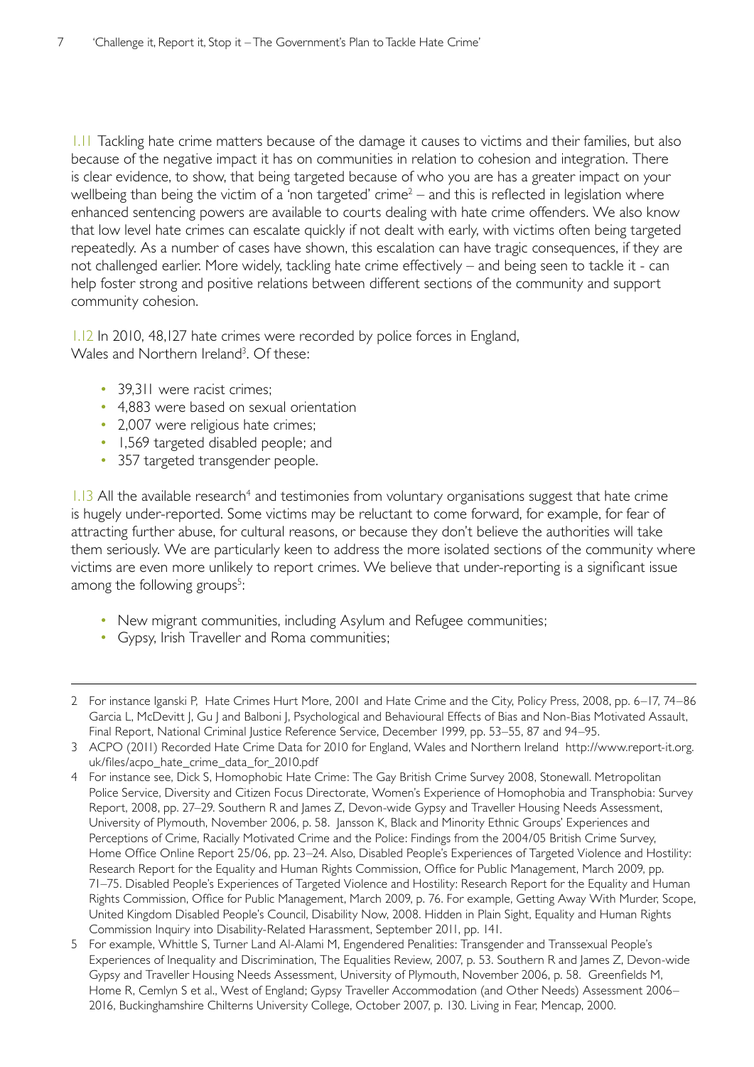1.11 Tackling hate crime matters because of the damage it causes to victims and their families, but also because of the negative impact it has on communities in relation to cohesion and integration. There is clear evidence, to show, that being targeted because of who you are has a greater impact on your wellbeing than being the victim of a 'non targeted' crime[2] – and this is reflected in legislation where enhanced sentencing powers are available to courts dealing with hate crime offenders. We also know that low level hate crimes can escalate quickly if not dealt with early, with victims often being targeted repeatedly. As a number of cases have shown, this escalation can have tragic consequences, if they are not challenged earlier. More widely, tackling hate crime effectively – and being seen to tackle it - can help foster strong and positive relations between different sections of the community and support community cohesion.

1.12 In 2010, 48,127 hate crimes were recorded by police forces in England, Wales and Northern Ireland[3]. Of these:

- 39,311 were racist crimes;
- 4,883 were based on sexual orientation
- 2,007 were religious hate crimes;
- 1,569 targeted disabled people; and
- 357 targeted transgender people.

1.13 All the available research[4] and testimonies from voluntary organisations suggest that hate crime is hugely under-reported. Some victims may be reluctant to come forward, for example, for fear of attracting further abuse, for cultural reasons, or because they don't believe the authorities will take them seriously. We are particularly keen to address the more isolated sections of the community where victims are even more unlikely to report crimes. We believe that under-reporting is a significant issue among the following groups[5]:

- New migrant communities, including Asylum and Refugee communities;
- Gypsy, Irish Traveller and Roma communities;

---

2 For instance Iganski P, Hate Crimes Hurt More, 2001 and Hate Crime and the City, Policy Press, 2008, pp. 6–17, 74–86 Garcia L, McDevitt J, Gu J and Balboni J, Psychological and Behavioural Effects of Bias and Non-Bias Motivated Assault, Final Report, National Criminal Justice Reference Service, December 1999, pp. 53–55, 87 and 94–95.

3 ACPO (2011) Recorded Hate Crime Data for 2010 for England, Wales and Northern Ireland http://www.report-it.org.uk/files/acpo_hate_crime_data_for_2010.pdf

4 For instance see, Dick S, Homophobic Hate Crime: The Gay British Crime Survey 2008, Stonewall. Metropolitan Police Service, Diversity and Citizen Focus Directorate, Women's Experience of Homophobia and Transphobia: Survey Report, 2008, pp. 27–29. Southern R and James Z, Devon-wide Gypsy and Traveller Housing Needs Assessment, University of Plymouth, November 2006, p. 58. Jansson K, Black and Minority Ethnic Groups' Experiences and Perceptions of Crime, Racially Motivated Crime and the Police: Findings from the 2004/05 British Crime Survey, Home Office Online Report 25/06, pp. 23–24. Also, Disabled People's Experiences of Targeted Violence and Hostility: Research Report for the Equality and Human Rights Commission, Office for Public Management, March 2009, pp. 71–75. Disabled People's Experiences of Targeted Violence and Hostility: Research Report for the Equality and Human Rights Commission, Office for Public Management, March 2009, p. 76. For example, Getting Away With Murder, Scope, United Kingdom Disabled People's Council, Disability Now, 2008. Hidden in Plain Sight, Equality and Human Rights Commission Inquiry into Disability-Related Harassment, September 2011, pp. 141.

5 For example, Whittle S, Turner Land Al-Alami M, Engendered Penalities: Transgender and Transsexual People's Experiences of Inequality and Discrimination, The Equalities Review, 2007, p. 53. Southern R and James Z, Devon-wide Gypsy and Traveller Housing Needs Assessment, University of Plymouth, November 2006, p. 58. Greenfields M, Home R, Cemlyn S et al., West of England; Gypsy Traveller Accommodation (and Other Needs) Assessment 2006–2016, Buckinghamshire Chilterns University College, October 2007, p. 130. Living in Fear, Mencap, 2000.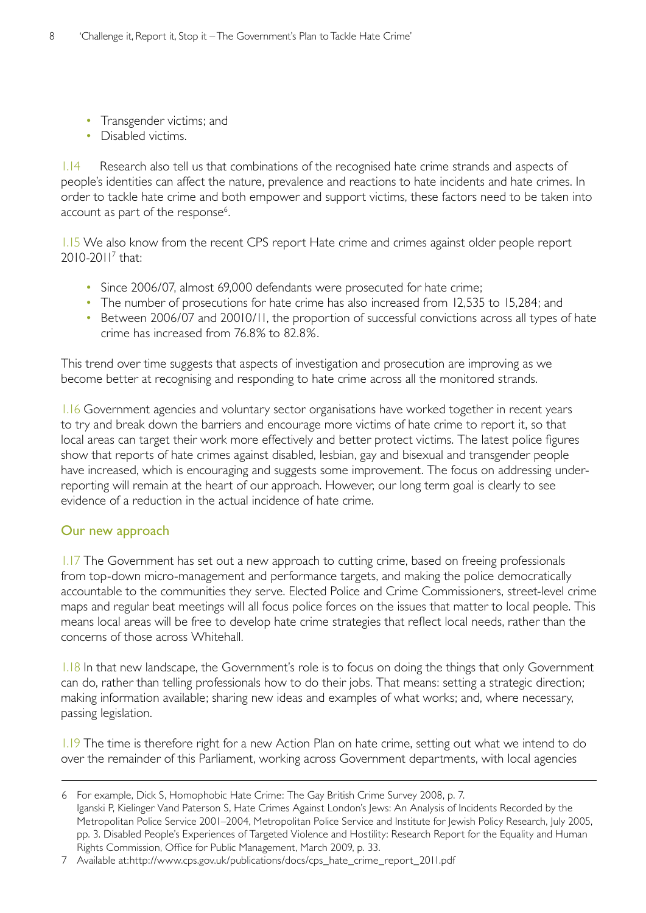- Transgender victims; and
- Disabled victims.

1.14 Research also tell us that combinations of the recognised hate crime strands and aspects of people's identities can affect the nature, prevalence and reactions to hate incidents and hate crimes. In order to tackle hate crime and both empower and support victims, these factors need to be taken into account as part of the response[6].

1.15 We also know from the recent CPS report Hate crime and crimes against older people report 2010-2011[7] that:

- Since 2006/07, almost 69,000 defendants were prosecuted for hate crime;
- The number of prosecutions for hate crime has also increased from 12,535 to 15,284; and
- Between 2006/07 and 20010/11, the proportion of successful convictions across all types of hate crime has increased from 76.8% to 82.8%.

This trend over time suggests that aspects of investigation and prosecution are improving as we become better at recognising and responding to hate crime across all the monitored strands.

1.16 Government agencies and voluntary sector organisations have worked together in recent years to try and break down the barriers and encourage more victims of hate crime to report it, so that local areas can target their work more effectively and better protect victims. The latest police figures show that reports of hate crimes against disabled, lesbian, gay and bisexual and transgender people have increased, which is encouraging and suggests some improvement. The focus on addressing under-reporting will remain at the heart of our approach. However, our long term goal is clearly to see evidence of a reduction in the actual incidence of hate crime.

## Our new approach

1.17 The Government has set out a new approach to cutting crime, based on freeing professionals from top-down micro-management and performance targets, and making the police democratically accountable to the communities they serve. Elected Police and Crime Commissioners, street-level crime maps and regular beat meetings will all focus police forces on the issues that matter to local people. This means local areas will be free to develop hate crime strategies that reflect local needs, rather than the concerns of those across Whitehall.

1.18 In that new landscape, the Government's role is to focus on doing the things that only Government can do, rather than telling professionals how to do their jobs. That means: setting a strategic direction; making information available; sharing new ideas and examples of what works; and, where necessary, passing legislation.

1.19 The time is therefore right for a new Action Plan on hate crime, setting out what we intend to do over the remainder of this Parliament, working across Government departments, with local agencies

---

6 For example, Dick S, Homophobic Hate Crime: The Gay British Crime Survey 2008, p. 7. Iganski P, Kielinger Vand Paterson S, Hate Crimes Against London's Jews: An Analysis of Incidents Recorded by the Metropolitan Police Service 2001–2004, Metropolitan Police Service and Institute for Jewish Policy Research, July 2005, pp. 3. Disabled People's Experiences of Targeted Violence and Hostility: Research Report for the Equality and Human Rights Commission, Office for Public Management, March 2009, p. 33.

7 Available at:http://www.cps.gov.uk/publications/docs/cps_hate_crime_report_2011.pdf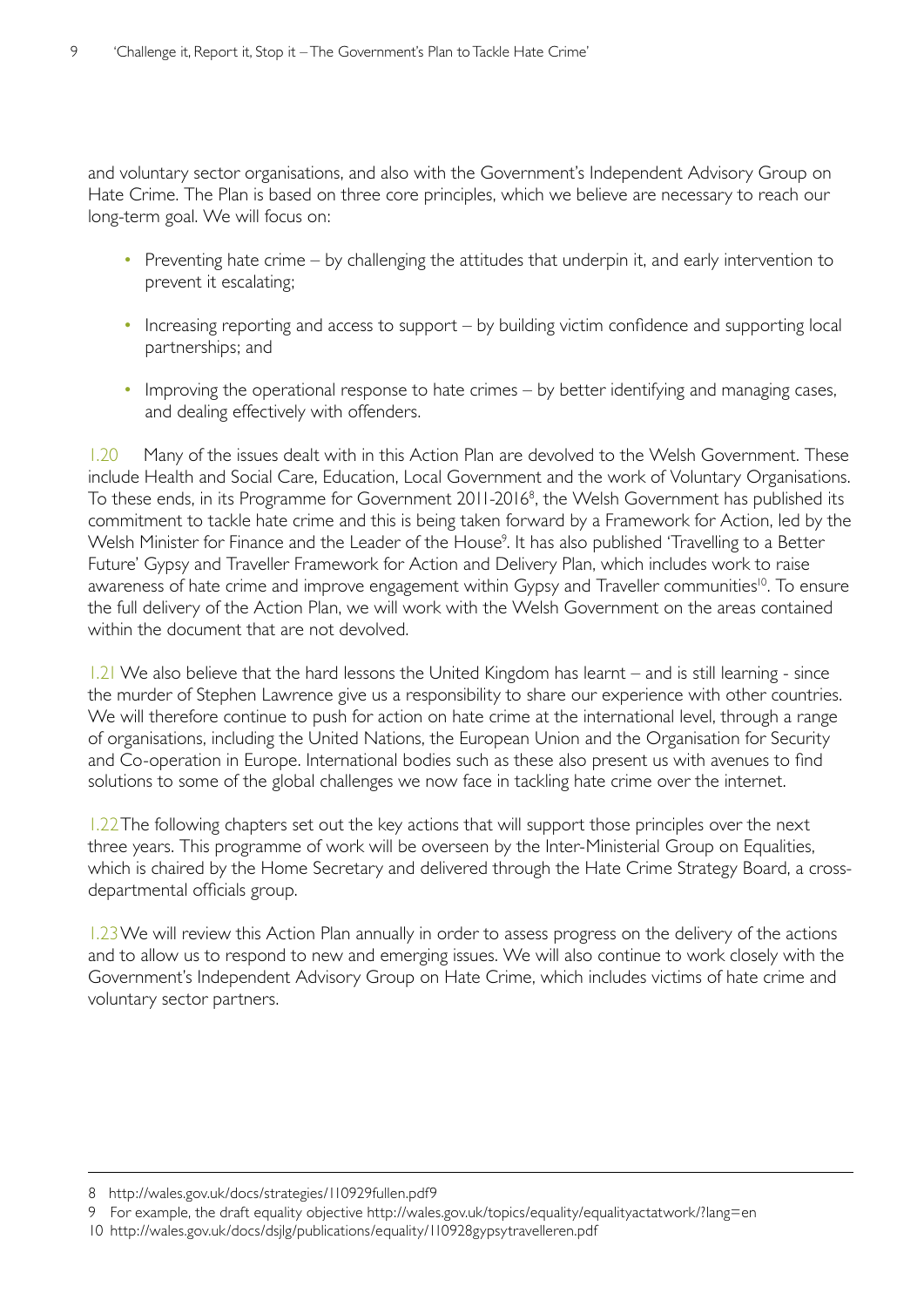and voluntary sector organisations, and also with the Government's Independent Advisory Group on Hate Crime. The Plan is based on three core principles, which we believe are necessary to reach our long-term goal. We will focus on:

- Preventing hate crime – by challenging the attitudes that underpin it, and early intervention to prevent it escalating;
- Increasing reporting and access to support – by building victim confidence and supporting local partnerships; and
- Improving the operational response to hate crimes – by better identifying and managing cases, and dealing effectively with offenders.

1.20 Many of the issues dealt with in this Action Plan are devolved to the Welsh Government. These include Health and Social Care, Education, Local Government and the work of Voluntary Organisations. To these ends, in its Programme for Government 2011-2016[8], the Welsh Government has published its commitment to tackle hate crime and this is being taken forward by a Framework for Action, led by the Welsh Minister for Finance and the Leader of the House[9]. It has also published 'Travelling to a Better Future' Gypsy and Traveller Framework for Action and Delivery Plan, which includes work to raise awareness of hate crime and improve engagement within Gypsy and Traveller communities[10]. To ensure the full delivery of the Action Plan, we will work with the Welsh Government on the areas contained within the document that are not devolved.

1.21 We also believe that the hard lessons the United Kingdom has learnt – and is still learning - since the murder of Stephen Lawrence give us a responsibility to share our experience with other countries. We will therefore continue to push for action on hate crime at the international level, through a range of organisations, including the United Nations, the European Union and the Organisation for Security and Co-operation in Europe. International bodies such as these also present us with avenues to find solutions to some of the global challenges we now face in tackling hate crime over the internet.

1.22 The following chapters set out the key actions that will support those principles over the next three years. This programme of work will be overseen by the Inter-Ministerial Group on Equalities, which is chaired by the Home Secretary and delivered through the Hate Crime Strategy Board, a cross-departmental officials group.

1.23 We will review this Action Plan annually in order to assess progress on the delivery of the actions and to allow us to respond to new and emerging issues. We will also continue to work closely with the Government's Independent Advisory Group on Hate Crime, which includes victims of hate crime and voluntary sector partners.

---

8 http://wales.gov.uk/docs/strategies/110929fullen.pdf9

9 For example, the draft equality objective http://wales.gov.uk/topics/equality/equalityactatwork/?lang=en

10 http://wales.gov.uk/docs/dsjlg/publications/equality/110928gypsytravelleren.pdf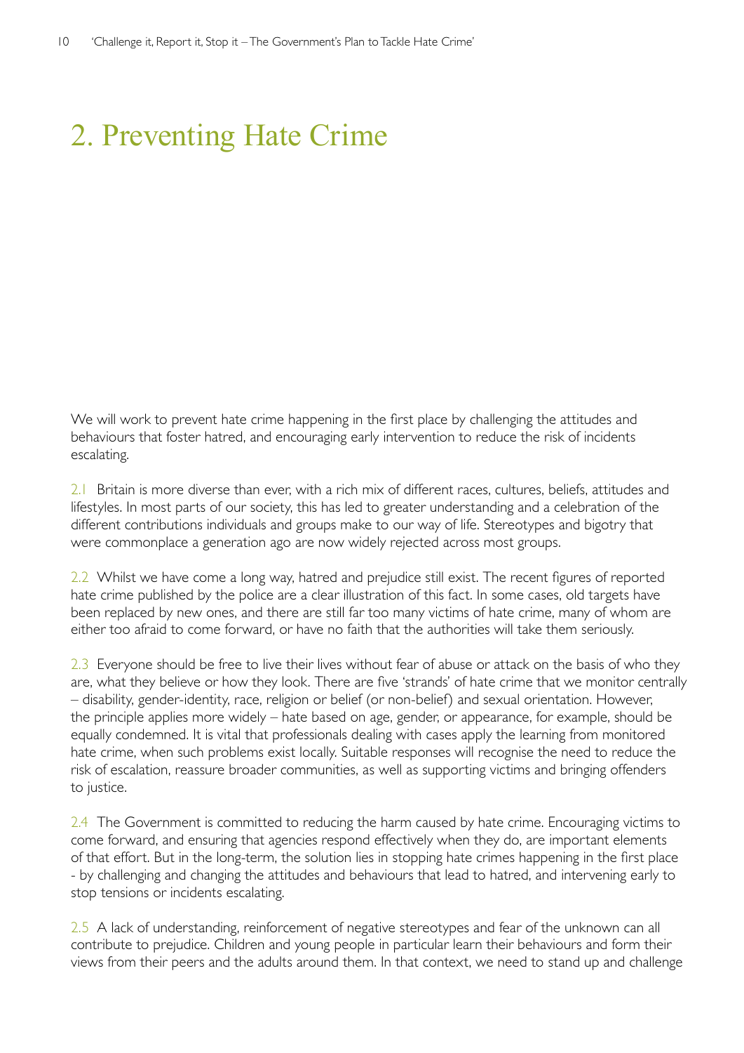# 2. Preventing Hate Crime

We will work to prevent hate crime happening in the first place by challenging the attitudes and behaviours that foster hatred, and encouraging early intervention to reduce the risk of incidents escalating.

2.1 Britain is more diverse than ever, with a rich mix of different races, cultures, beliefs, attitudes and lifestyles. In most parts of our society, this has led to greater understanding and a celebration of the different contributions individuals and groups make to our way of life. Stereotypes and bigotry that were commonplace a generation ago are now widely rejected across most groups.

2.2 Whilst we have come a long way, hatred and prejudice still exist. The recent figures of reported hate crime published by the police are a clear illustration of this fact. In some cases, old targets have been replaced by new ones, and there are still far too many victims of hate crime, many of whom are either too afraid to come forward, or have no faith that the authorities will take them seriously.

2.3 Everyone should be free to live their lives without fear of abuse or attack on the basis of who they are, what they believe or how they look. There are five 'strands' of hate crime that we monitor centrally – disability, gender-identity, race, religion or belief (or non-belief) and sexual orientation. However, the principle applies more widely – hate based on age, gender, or appearance, for example, should be equally condemned. It is vital that professionals dealing with cases apply the learning from monitored hate crime, when such problems exist locally. Suitable responses will recognise the need to reduce the risk of escalation, reassure broader communities, as well as supporting victims and bringing offenders to justice.

2.4 The Government is committed to reducing the harm caused by hate crime. Encouraging victims to come forward, and ensuring that agencies respond effectively when they do, are important elements of that effort. But in the long-term, the solution lies in stopping hate crimes happening in the first place - by challenging and changing the attitudes and behaviours that lead to hatred, and intervening early to stop tensions or incidents escalating.

2.5 A lack of understanding, reinforcement of negative stereotypes and fear of the unknown can all contribute to prejudice. Children and young people in particular learn their behaviours and form their views from their peers and the adults around them. In that context, we need to stand up and challenge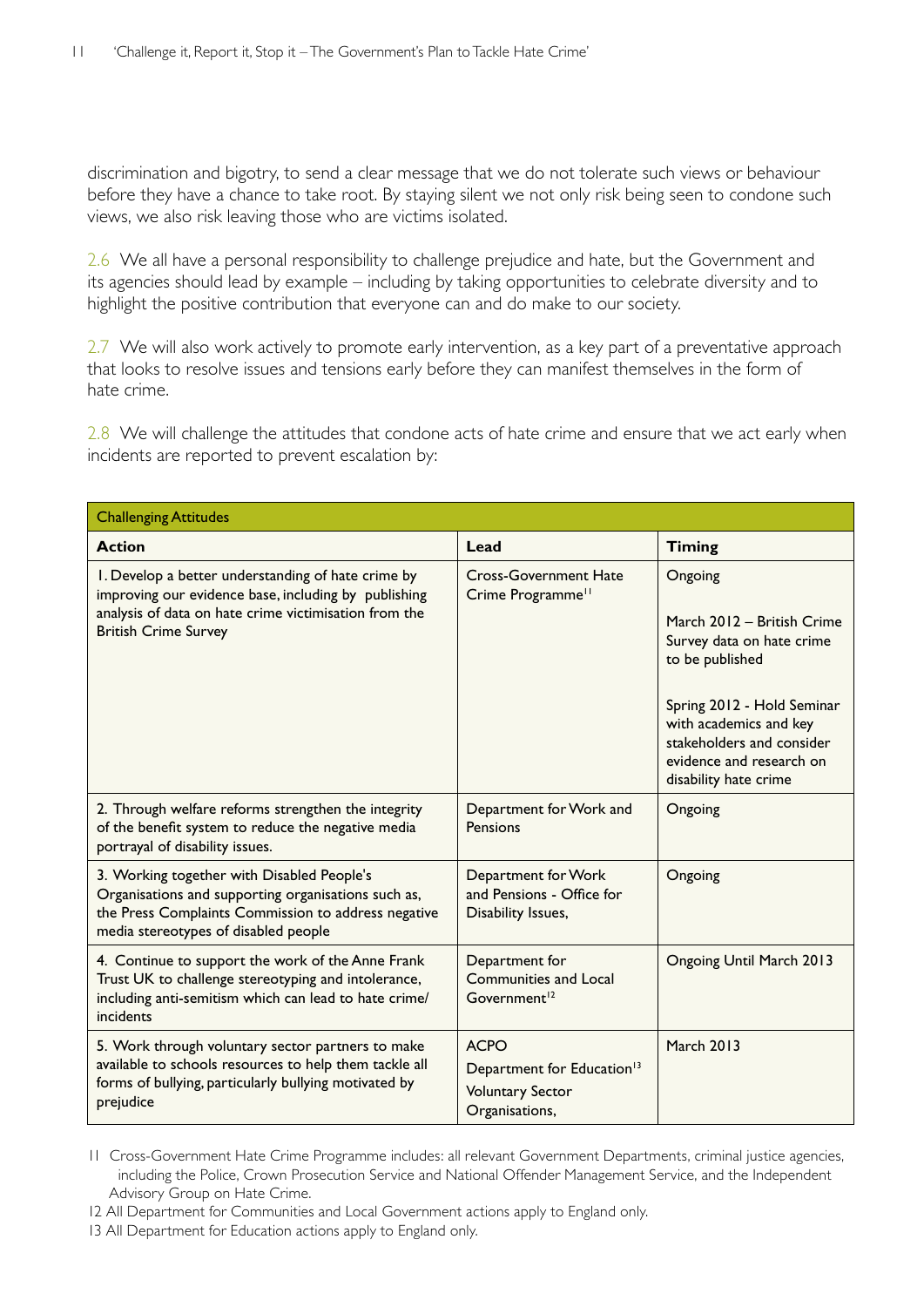discrimination and bigotry, to send a clear message that we do not tolerate such views or behaviour before they have a chance to take root. By staying silent we not only risk being seen to condone such views, we also risk leaving those who are victims isolated.

2.6 We all have a personal responsibility to challenge prejudice and hate, but the Government and its agencies should lead by example – including by taking opportunities to celebrate diversity and to highlight the positive contribution that everyone can and do make to our society.

2.7 We will also work actively to promote early intervention, as a key part of a preventative approach that looks to resolve issues and tensions early before they can manifest themselves in the form of hate crime.

2.8 We will challenge the attitudes that condone acts of hate crime and ensure that we act early when incidents are reported to prevent escalation by:

| Challenging Attitudes | | |
|---|---|---|
| **Action** | **Lead** | **Timing** |
| 1. Develop a better understanding of hate crime by improving our evidence base, including by publishing analysis of data on hate crime victimisation from the British Crime Survey | Cross-Government Hate Crime Programme[11] | Ongoing<br><br>March 2012 – British Crime Survey data on hate crime to be published<br><br>Spring 2012 - Hold Seminar with academics and key stakeholders and consider evidence and research on disability hate crime |
| 2. Through welfare reforms strengthen the integrity of the benefit system to reduce the negative media portrayal of disability issues. | Department for Work and Pensions | Ongoing |
| 3. Working together with Disabled People's Organisations and supporting organisations such as, the Press Complaints Commission to address negative media stereotypes of disabled people | Department for Work and Pensions - Office for Disability Issues, | Ongoing |
| 4. Continue to support the work of the Anne Frank Trust UK to challenge stereotyping and intolerance, including anti-semitism which can lead to hate crime/ incidents | Department for Communities and Local Government[12] | Ongoing Until March 2013 |
| 5. Work through voluntary sector partners to make available to schools resources to help them tackle all forms of bullying, particularly bullying motivated by prejudice | ACPO<br>Department for Education[13]<br>Voluntary Sector Organisations, | March 2013 |

11 Cross-Government Hate Crime Programme includes: all relevant Government Departments, criminal justice agencies, including the Police, Crown Prosecution Service and National Offender Management Service, and the Independent Advisory Group on Hate Crime.

12 All Department for Communities and Local Government actions apply to England only.

13 All Department for Education actions apply to England only.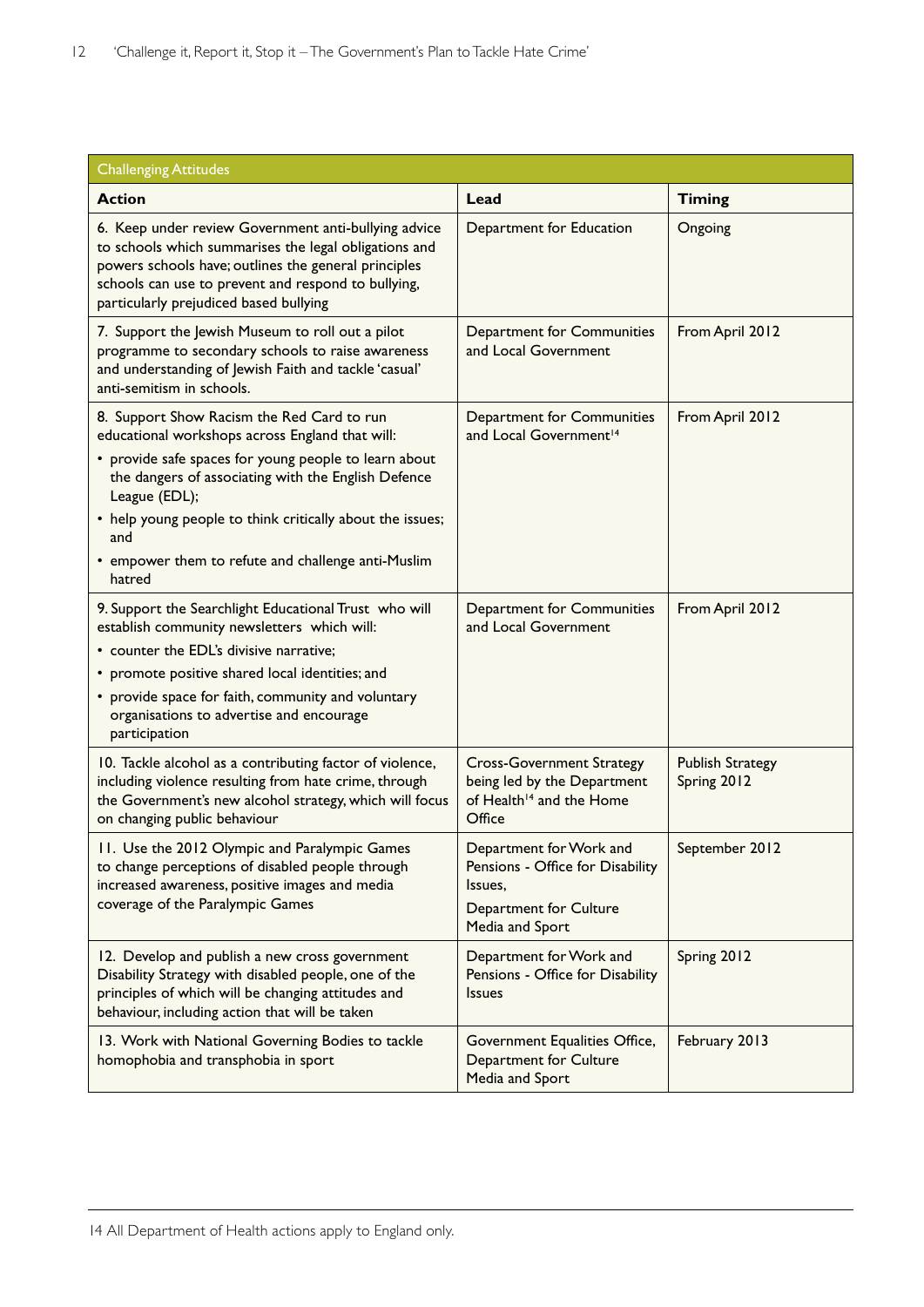| Challenging Attitudes | | |
|---|---|---|
| **Action** | **Lead** | **Timing** |
| 6. Keep under review Government anti-bullying advice to schools which summarises the legal obligations and powers schools have; outlines the general principles schools can use to prevent and respond to bullying, particularly prejudiced based bullying | Department for Education | Ongoing |
| 7. Support the Jewish Museum to roll out a pilot programme to secondary schools to raise awareness and understanding of Jewish Faith and tackle 'casual' anti-semitism in schools. | Department for Communities and Local Government | From April 2012 |
| 8. Support Show Racism the Red Card to run educational workshops across England that will: • provide safe spaces for young people to learn about the dangers of associating with the English Defence League (EDL); • help young people to think critically about the issues; and • empower them to refute and challenge anti-Muslim hatred | Department for Communities and Local Government[14] | From April 2012 |
| 9. Support the Searchlight Educational Trust who will establish community newsletters which will: • counter the EDL's divisive narrative; • promote positive shared local identities; and • provide space for faith, community and voluntary organisations to advertise and encourage participation | Department for Communities and Local Government | From April 2012 |
| 10. Tackle alcohol as a contributing factor of violence, including violence resulting from hate crime, through the Government's new alcohol strategy, which will focus on changing public behaviour | Cross-Government Strategy being led by the Department of Health[14] and the Home Office | Publish Strategy Spring 2012 |
| 11. Use the 2012 Olympic and Paralympic Games to change perceptions of disabled people through increased awareness, positive images and media coverage of the Paralympic Games | Department for Work and Pensions - Office for Disability Issues, Department for Culture Media and Sport | September 2012 |
| 12. Develop and publish a new cross government Disability Strategy with disabled people, one of the principles of which will be changing attitudes and behaviour, including action that will be taken | Department for Work and Pensions - Office for Disability Issues | Spring 2012 |
| 13. Work with National Governing Bodies to tackle homophobia and transphobia in sport | Government Equalities Office, Department for Culture Media and Sport | February 2013 |

14 All Department of Health actions apply to England only.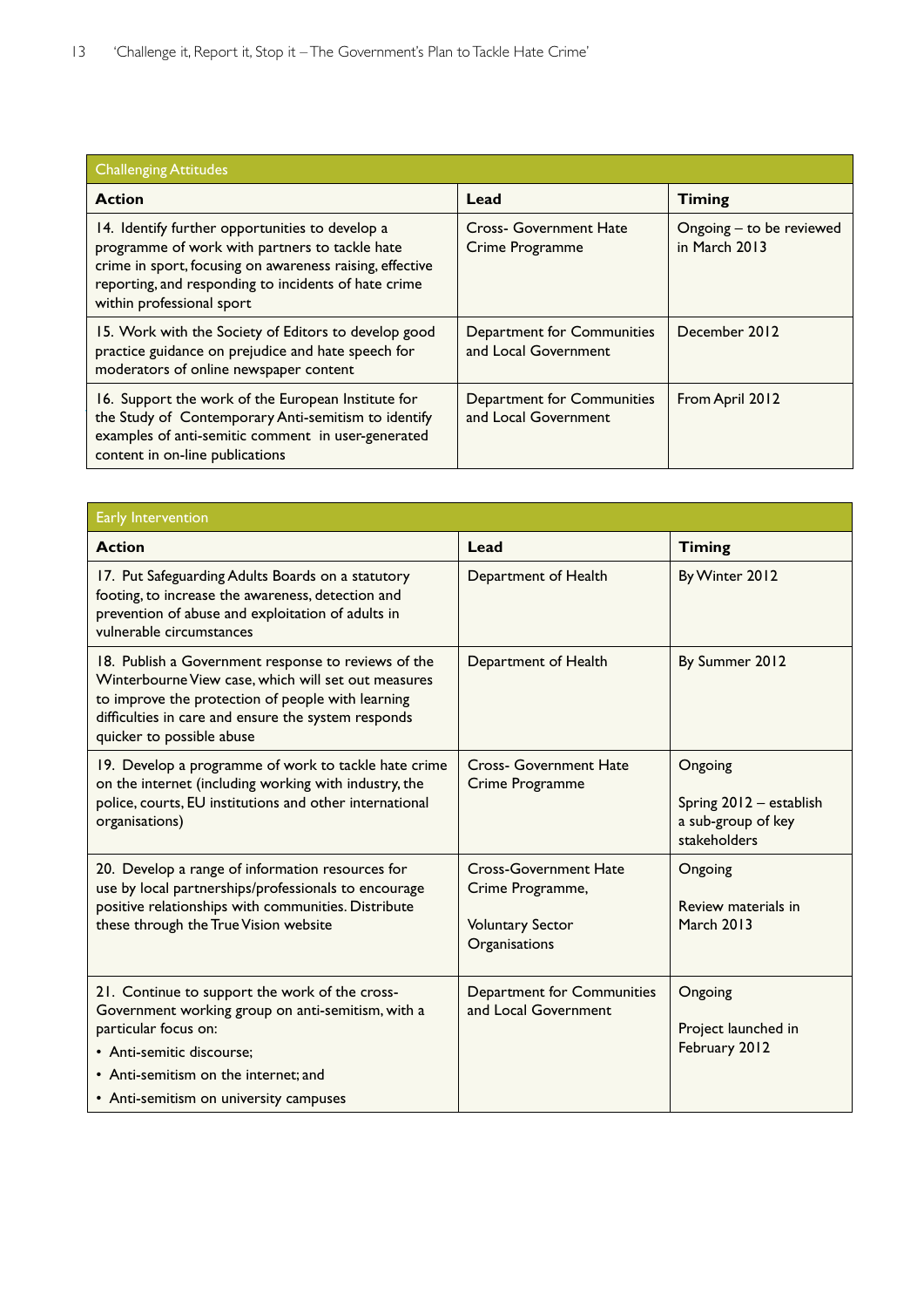| Challenging Attitudes | | |
|---|---|---|
| **Action** | **Lead** | **Timing** |
| 14. Identify further opportunities to develop a programme of work with partners to tackle hate crime in sport, focusing on awareness raising, effective reporting, and responding to incidents of hate crime within professional sport | Cross- Government Hate Crime Programme | Ongoing – to be reviewed in March 2013 |
| 15. Work with the Society of Editors to develop good practice guidance on prejudice and hate speech for moderators of online newspaper content | Department for Communities and Local Government | December 2012 |
| 16. Support the work of the European Institute for the Study of Contemporary Anti-semitism to identify examples of anti-semitic comment in user-generated content in on-line publications | Department for Communities and Local Government | From April 2012 |

| Early Intervention | | |
|---|---|---|
| **Action** | **Lead** | **Timing** |
| 17. Put Safeguarding Adults Boards on a statutory footing, to increase the awareness, detection and prevention of abuse and exploitation of adults in vulnerable circumstances | Department of Health | By Winter 2012 |
| 18. Publish a Government response to reviews of the Winterbourne View case, which will set out measures to improve the protection of people with learning difficulties in care and ensure the system responds quicker to possible abuse | Department of Health | By Summer 2012 |
| 19. Develop a programme of work to tackle hate crime on the internet (including working with industry, the police, courts, EU institutions and other international organisations) | Cross- Government Hate Crime Programme | Ongoing<br><br>Spring 2012 – establish a sub-group of key stakeholders |
| 20. Develop a range of information resources for use by local partnerships/professionals to encourage positive relationships with communities. Distribute these through the True Vision website | Cross-Government Hate Crime Programme,<br><br>Voluntary Sector Organisations | Ongoing<br><br>Review materials in March 2013 |
| 21. Continue to support the work of the cross-Government working group on anti-semitism, with a particular focus on:<br>• Anti-semitic discourse;<br>• Anti-semitism on the internet; and<br>• Anti-semitism on university campuses | Department for Communities and Local Government | Ongoing<br><br>Project launched in February 2012 |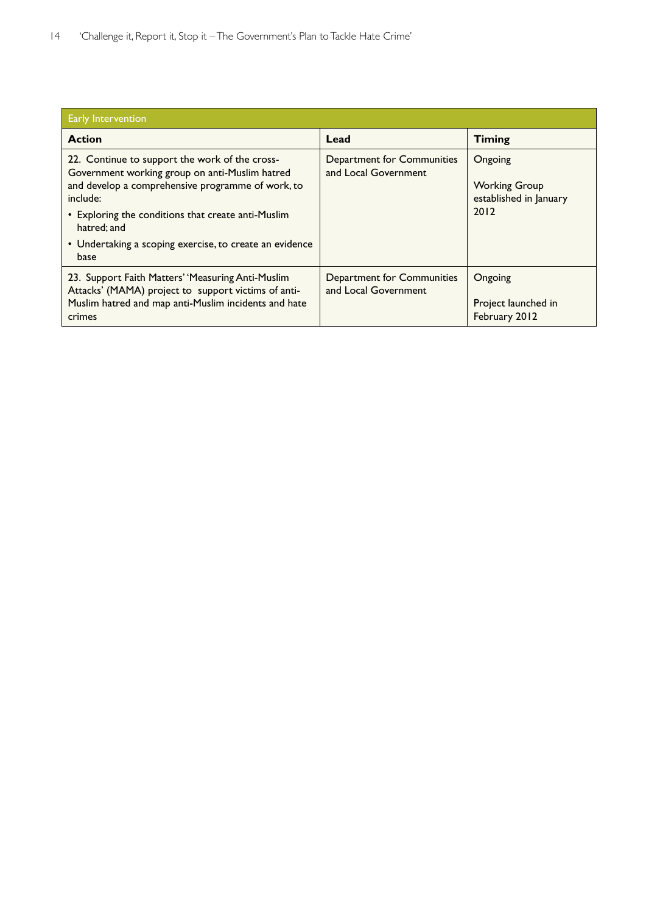| Early Intervention | | |
|---|---|---|
| **Action** | **Lead** | **Timing** |
| 22. Continue to support the work of the cross-Government working group on anti-Muslim hatred and develop a comprehensive programme of work, to include:<br>• Exploring the conditions that create anti-Muslim hatred; and<br>• Undertaking a scoping exercise, to create an evidence base | Department for Communities and Local Government | Ongoing<br><br>Working Group established in January 2012 |
| 23. Support Faith Matters' 'Measuring Anti-Muslim Attacks' (MAMA) project to support victims of anti-Muslim hatred and map anti-Muslim incidents and hate crimes | Department for Communities and Local Government | Ongoing<br><br>Project launched in February 2012 |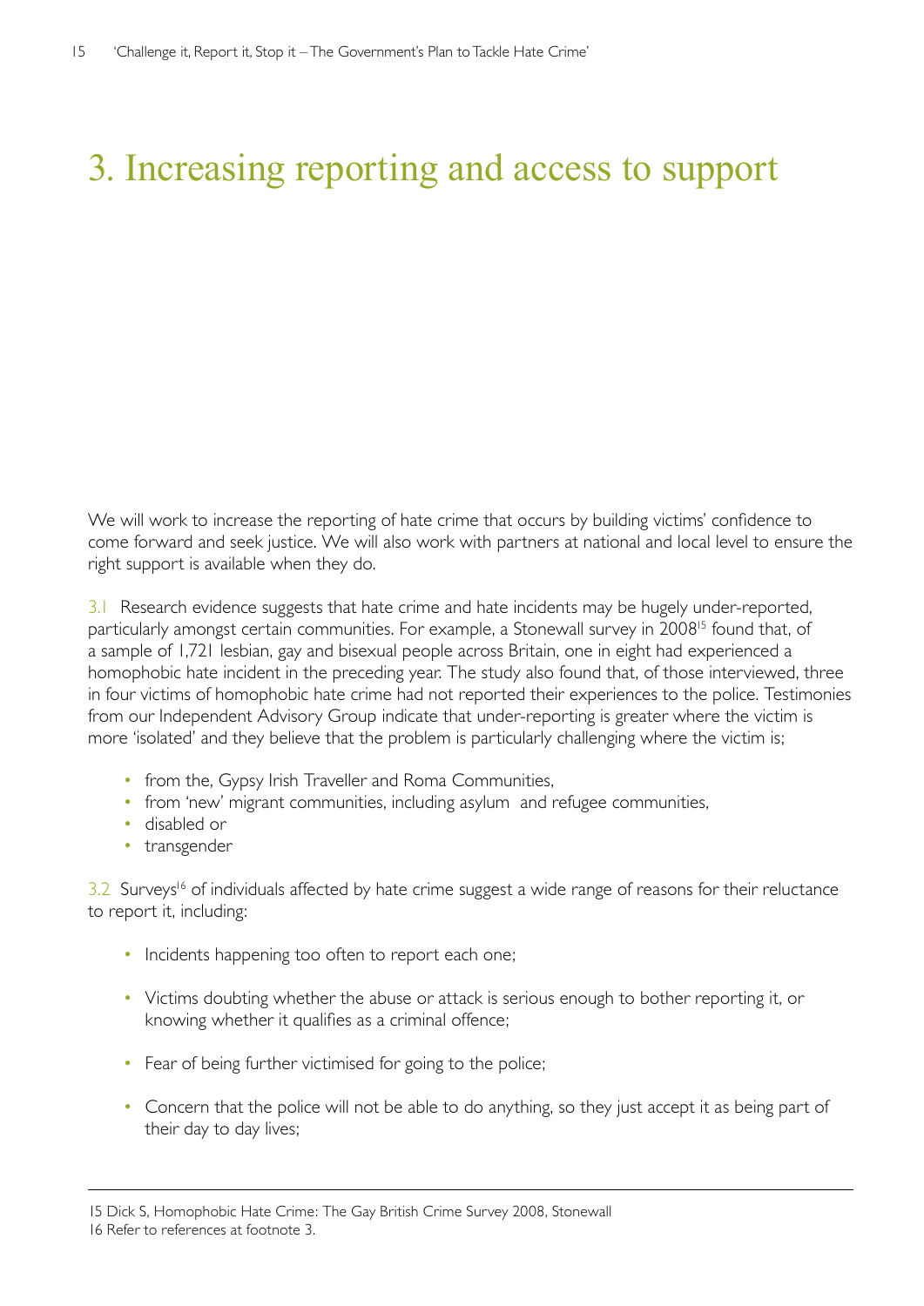# 3. Increasing reporting and access to support

We will work to increase the reporting of hate crime that occurs by building victims' confidence to come forward and seek justice. We will also work with partners at national and local level to ensure the right support is available when they do.

3.1 Research evidence suggests that hate crime and hate incidents may be hugely under-reported, particularly amongst certain communities. For example, a Stonewall survey in 2008[15] found that, of a sample of 1,721 lesbian, gay and bisexual people across Britain, one in eight had experienced a homophobic hate incident in the preceding year. The study also found that, of those interviewed, three in four victims of homophobic hate crime had not reported their experiences to the police. Testimonies from our Independent Advisory Group indicate that under-reporting is greater where the victim is more 'isolated' and they believe that the problem is particularly challenging where the victim is;

- from the, Gypsy Irish Traveller and Roma Communities,
- from 'new' migrant communities, including asylum and refugee communities,
- disabled or
- transgender

3.2 Surveys[16] of individuals affected by hate crime suggest a wide range of reasons for their reluctance to report it, including:

- Incidents happening too often to report each one;
- Victims doubting whether the abuse or attack is serious enough to bother reporting it, or knowing whether it qualifies as a criminal offence;
- Fear of being further victimised for going to the police;
- Concern that the police will not be able to do anything, so they just accept it as being part of their day to day lives;

---

15 Dick S, Homophobic Hate Crime: The Gay British Crime Survey 2008, Stonewall
16 Refer to references at footnote 3.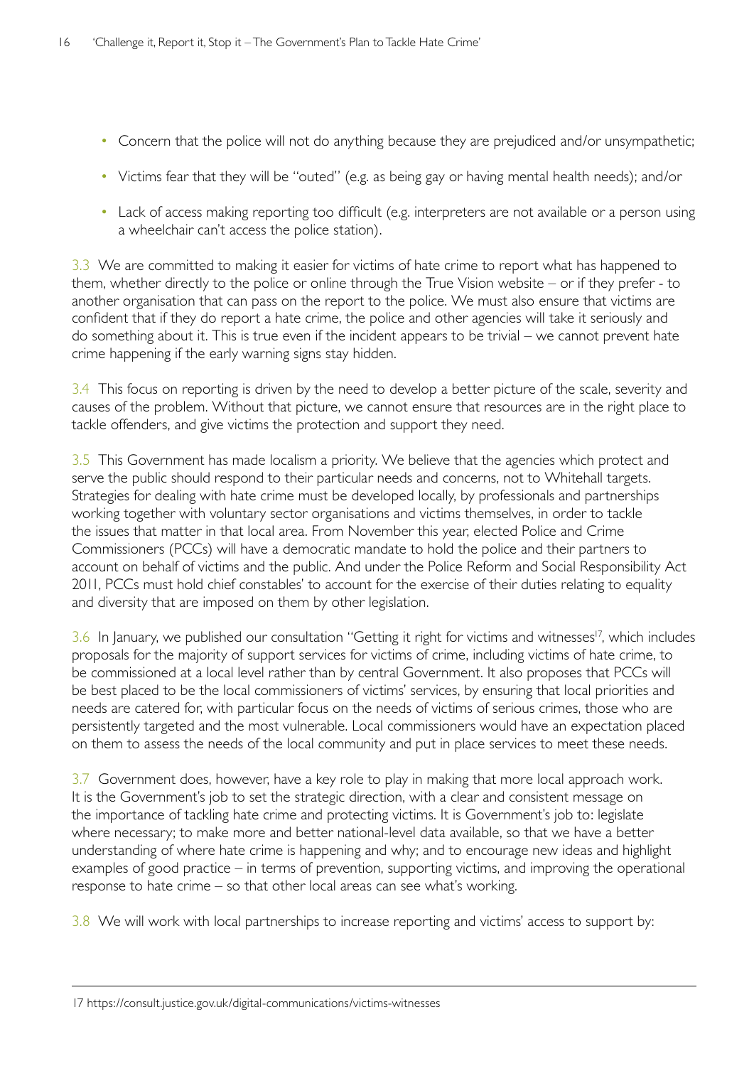- Concern that the police will not do anything because they are prejudiced and/or unsympathetic;
- Victims fear that they will be "outed" (e.g. as being gay or having mental health needs); and/or
- Lack of access making reporting too difficult (e.g. interpreters are not available or a person using a wheelchair can't access the police station).

3.3 We are committed to making it easier for victims of hate crime to report what has happened to them, whether directly to the police or online through the True Vision website – or if they prefer - to another organisation that can pass on the report to the police. We must also ensure that victims are confident that if they do report a hate crime, the police and other agencies will take it seriously and do something about it. This is true even if the incident appears to be trivial – we cannot prevent hate crime happening if the early warning signs stay hidden.

3.4 This focus on reporting is driven by the need to develop a better picture of the scale, severity and causes of the problem. Without that picture, we cannot ensure that resources are in the right place to tackle offenders, and give victims the protection and support they need.

3.5 This Government has made localism a priority. We believe that the agencies which protect and serve the public should respond to their particular needs and concerns, not to Whitehall targets. Strategies for dealing with hate crime must be developed locally, by professionals and partnerships working together with voluntary sector organisations and victims themselves, in order to tackle the issues that matter in that local area. From November this year, elected Police and Crime Commissioners (PCCs) will have a democratic mandate to hold the police and their partners to account on behalf of victims and the public. And under the Police Reform and Social Responsibility Act 2011, PCCs must hold chief constables' to account for the exercise of their duties relating to equality and diversity that are imposed on them by other legislation.

3.6 In January, we published our consultation "Getting it right for victims and witnesses[17], which includes proposals for the majority of support services for victims of crime, including victims of hate crime, to be commissioned at a local level rather than by central Government. It also proposes that PCCs will be best placed to be the local commissioners of victims' services, by ensuring that local priorities and needs are catered for, with particular focus on the needs of victims of serious crimes, those who are persistently targeted and the most vulnerable. Local commissioners would have an expectation placed on them to assess the needs of the local community and put in place services to meet these needs.

3.7 Government does, however, have a key role to play in making that more local approach work. It is the Government's job to set the strategic direction, with a clear and consistent message on the importance of tackling hate crime and protecting victims. It is Government's job to: legislate where necessary; to make more and better national-level data available, so that we have a better understanding of where hate crime is happening and why; and to encourage new ideas and highlight examples of good practice – in terms of prevention, supporting victims, and improving the operational response to hate crime – so that other local areas can see what's working.

3.8 We will work with local partnerships to increase reporting and victims' access to support by:

---

17 https://consult.justice.gov.uk/digital-communications/victims-witnesses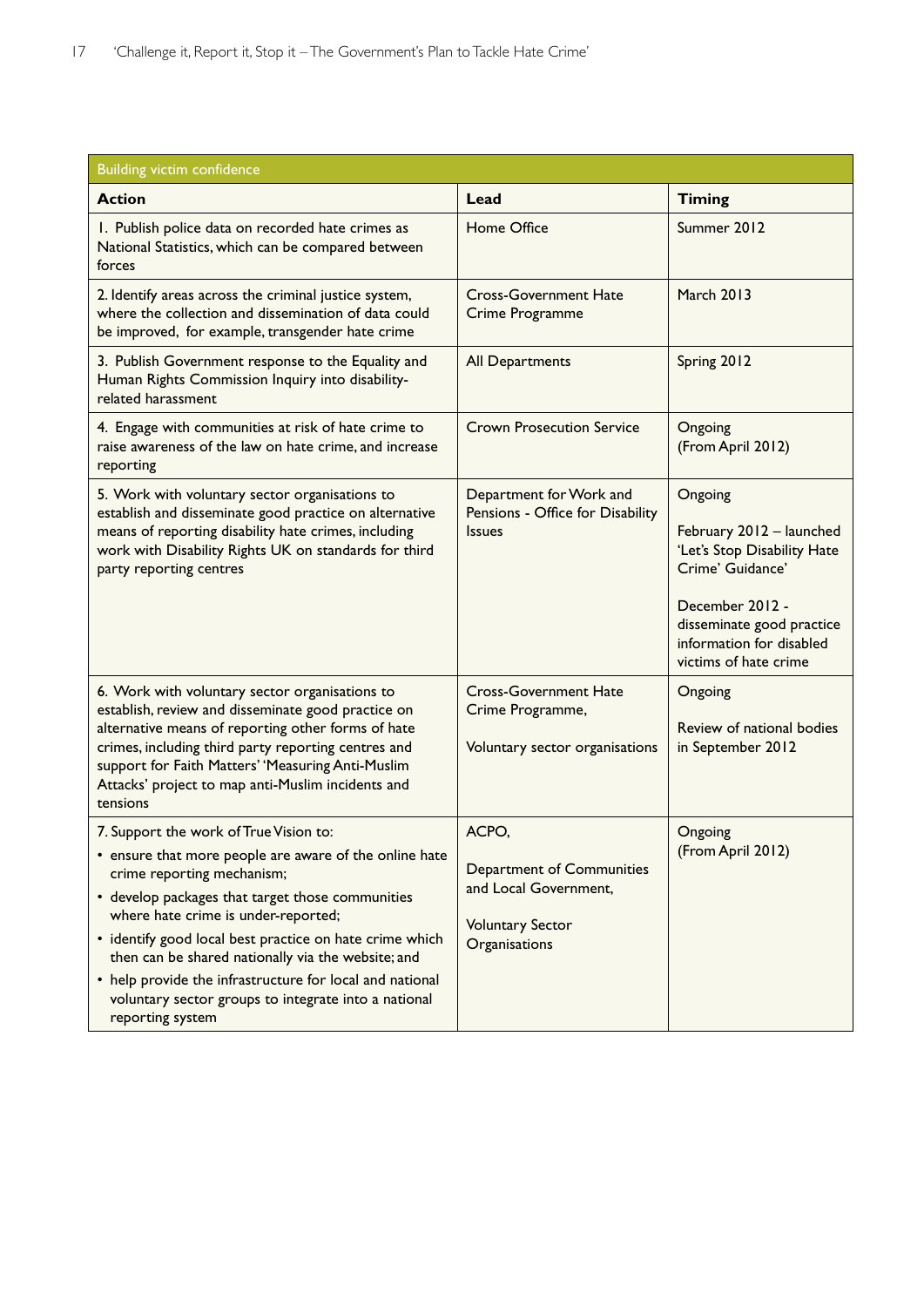| Building victim confidence | | |
|---|---|---|
| **Action** | **Lead** | **Timing** |
| 1. Publish police data on recorded hate crimes as National Statistics, which can be compared between forces | Home Office | Summer 2012 |
| 2. Identify areas across the criminal justice system, where the collection and dissemination of data could be improved, for example, transgender hate crime | Cross-Government Hate Crime Programme | March 2013 |
| 3. Publish Government response to the Equality and Human Rights Commission Inquiry into disability-related harassment | All Departments | Spring 2012 |
| 4. Engage with communities at risk of hate crime to raise awareness of the law on hate crime, and increase reporting | Crown Prosecution Service | Ongoing (From April 2012) |
| 5. Work with voluntary sector organisations to establish and disseminate good practice on alternative means of reporting disability hate crimes, including work with Disability Rights UK on standards for third party reporting centres | Department for Work and Pensions - Office for Disability Issues | Ongoing<br><br>February 2012 – launched 'Let's Stop Disability Hate Crime' Guidance'<br><br>December 2012 - disseminate good practice information for disabled victims of hate crime |
| 6. Work with voluntary sector organisations to establish, review and disseminate good practice on alternative means of reporting other forms of hate crimes, including third party reporting centres and support for Faith Matters' 'Measuring Anti-Muslim Attacks' project to map anti-Muslim incidents and tensions | Cross-Government Hate Crime Programme,<br><br>Voluntary sector organisations | Ongoing<br><br>Review of national bodies in September 2012 |
| 7. Support the work of True Vision to:<br>• ensure that more people are aware of the online hate crime reporting mechanism;<br>• develop packages that target those communities where hate crime is under-reported;<br>• identify good local best practice on hate crime which then can be shared nationally via the website; and<br>• help provide the infrastructure for local and national voluntary sector groups to integrate into a national reporting system | ACPO,<br><br>Department of Communities and Local Government,<br><br>Voluntary Sector Organisations | Ongoing (From April 2012) |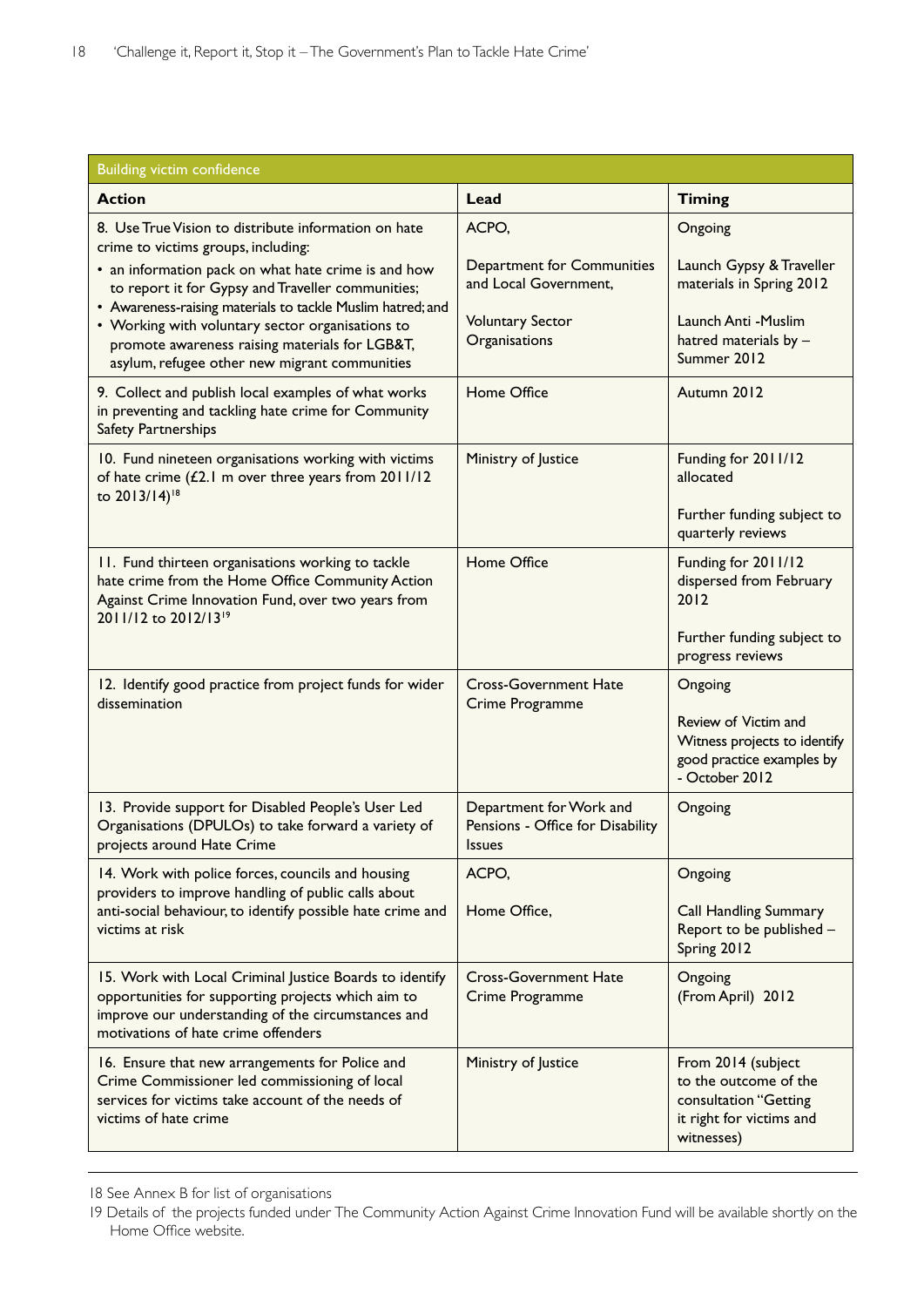| Building victim confidence | | |
|---|---|---|
| **Action** | **Lead** | **Timing** |
| 8. Use True Vision to distribute information on hate crime to victims groups, including:<br>• an information pack on what hate crime is and how to report it for Gypsy and Traveller communities;<br>• Awareness-raising materials to tackle Muslim hatred; and<br>• Working with voluntary sector organisations to promote awareness raising materials for LGB&T, asylum, refugee other new migrant communities | ACPO,<br><br>Department for Communities and Local Government,<br><br>Voluntary Sector Organisations | Ongoing<br><br>Launch Gypsy & Traveller materials in Spring 2012<br><br>Launch Anti -Muslim hatred materials by – Summer 2012 |
| 9. Collect and publish local examples of what works in preventing and tackling hate crime for Community Safety Partnerships | Home Office | Autumn 2012 |
| 10. Fund nineteen organisations working with victims of hate crime (£2.1 m over three years from 2011/12 to 2013/14)[18] | Ministry of Justice | Funding for 2011/12 allocated<br><br>Further funding subject to quarterly reviews |
| 11. Fund thirteen organisations working to tackle hate crime from the Home Office Community Action Against Crime Innovation Fund, over two years from 2011/12 to 2012/13[19] | Home Office | Funding for 2011/12 dispersed from February 2012<br><br>Further funding subject to progress reviews |
| 12. Identify good practice from project funds for wider dissemination | Cross-Government Hate Crime Programme | Ongoing<br><br>Review of Victim and Witness projects to identify good practice examples by - October 2012 |
| 13. Provide support for Disabled People's User Led Organisations (DPULOs) to take forward a variety of projects around Hate Crime | Department for Work and Pensions - Office for Disability Issues | Ongoing |
| 14. Work with police forces, councils and housing providers to improve handling of public calls about anti-social behaviour, to identify possible hate crime and victims at risk | ACPO,<br><br>Home Office, | Ongoing<br><br>Call Handling Summary Report to be published – Spring 2012 |
| 15. Work with Local Criminal Justice Boards to identify opportunities for supporting projects which aim to improve our understanding of the circumstances and motivations of hate crime offenders | Cross-Government Hate Crime Programme | Ongoing<br>(From April) 2012 |
| 16. Ensure that new arrangements for Police and Crime Commissioner led commissioning of local services for victims take account of the needs of victims of hate crime | Ministry of Justice | From 2014 (subject to the outcome of the consultation "Getting it right for victims and witnesses) |

18 See Annex B for list of organisations

19 Details of the projects funded under The Community Action Against Crime Innovation Fund will be available shortly on the Home Office website.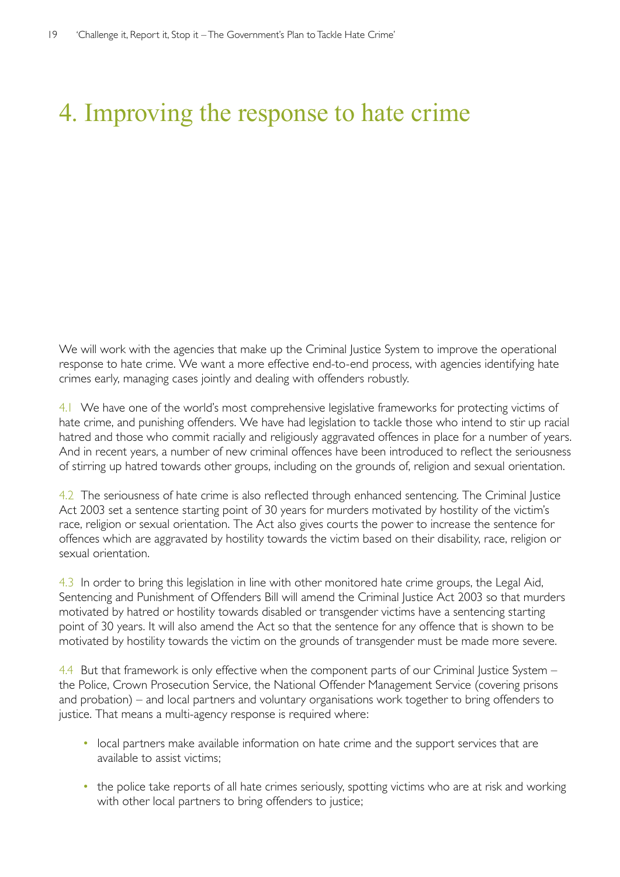# 4. Improving the response to hate crime

We will work with the agencies that make up the Criminal Justice System to improve the operational response to hate crime. We want a more effective end-to-end process, with agencies identifying hate crimes early, managing cases jointly and dealing with offenders robustly.

4.1 We have one of the world's most comprehensive legislative frameworks for protecting victims of hate crime, and punishing offenders. We have had legislation to tackle those who intend to stir up racial hatred and those who commit racially and religiously aggravated offences in place for a number of years. And in recent years, a number of new criminal offences have been introduced to reflect the seriousness of stirring up hatred towards other groups, including on the grounds of, religion and sexual orientation.

4.2 The seriousness of hate crime is also reflected through enhanced sentencing. The Criminal Justice Act 2003 set a sentence starting point of 30 years for murders motivated by hostility of the victim's race, religion or sexual orientation. The Act also gives courts the power to increase the sentence for offences which are aggravated by hostility towards the victim based on their disability, race, religion or sexual orientation.

4.3 In order to bring this legislation in line with other monitored hate crime groups, the Legal Aid, Sentencing and Punishment of Offenders Bill will amend the Criminal Justice Act 2003 so that murders motivated by hatred or hostility towards disabled or transgender victims have a sentencing starting point of 30 years. It will also amend the Act so that the sentence for any offence that is shown to be motivated by hostility towards the victim on the grounds of transgender must be made more severe.

4.4 But that framework is only effective when the component parts of our Criminal Justice System – the Police, Crown Prosecution Service, the National Offender Management Service (covering prisons and probation) – and local partners and voluntary organisations work together to bring offenders to justice. That means a multi-agency response is required where:

- local partners make available information on hate crime and the support services that are available to assist victims;
- the police take reports of all hate crimes seriously, spotting victims who are at risk and working with other local partners to bring offenders to justice;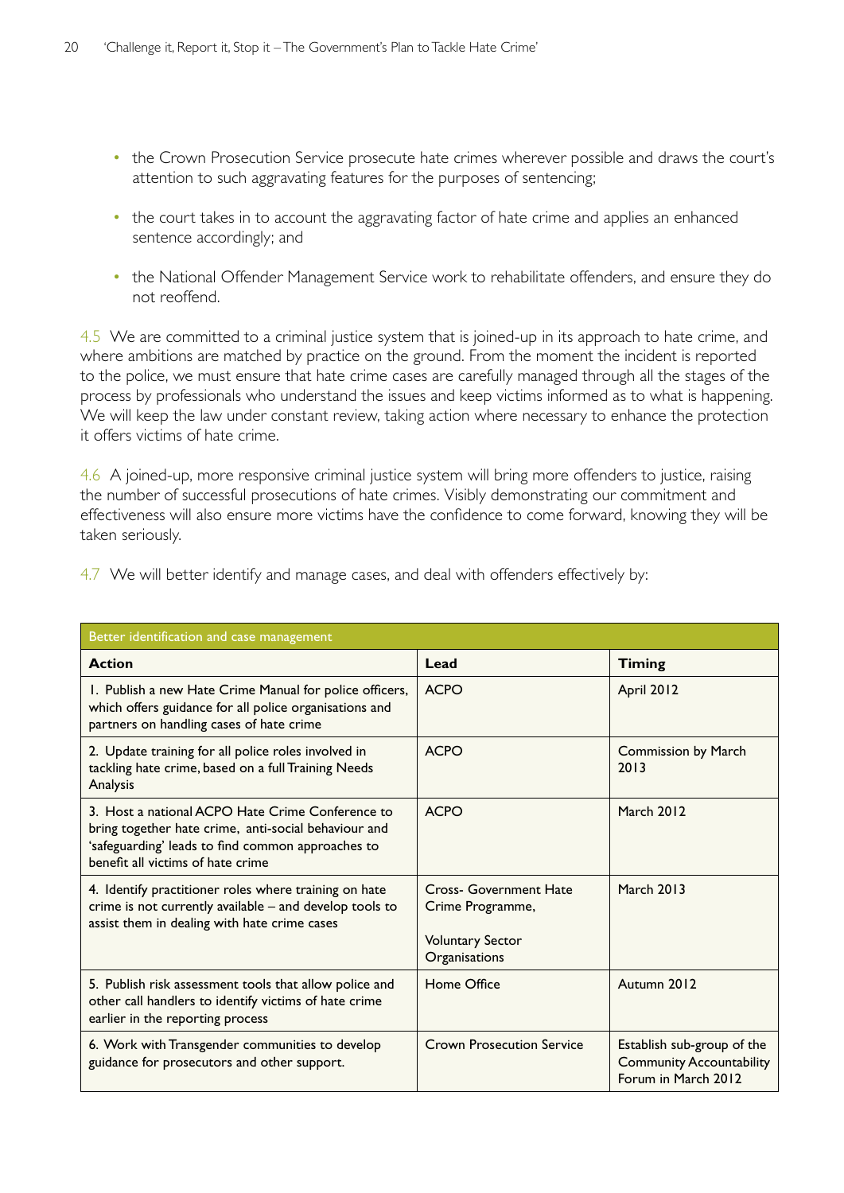- the Crown Prosecution Service prosecute hate crimes wherever possible and draws the court's attention to such aggravating features for the purposes of sentencing;
- the court takes in to account the aggravating factor of hate crime and applies an enhanced sentence accordingly; and
- the National Offender Management Service work to rehabilitate offenders, and ensure they do not reoffend.

4.5 We are committed to a criminal justice system that is joined-up in its approach to hate crime, and where ambitions are matched by practice on the ground. From the moment the incident is reported to the police, we must ensure that hate crime cases are carefully managed through all the stages of the process by professionals who understand the issues and keep victims informed as to what is happening. We will keep the law under constant review, taking action where necessary to enhance the protection it offers victims of hate crime.

4.6 A joined-up, more responsive criminal justice system will bring more offenders to justice, raising the number of successful prosecutions of hate crimes. Visibly demonstrating our commitment and effectiveness will also ensure more victims have the confidence to come forward, knowing they will be taken seriously.

4.7 We will better identify and manage cases, and deal with offenders effectively by:

| Better identification and case management | | |
|---|---|---|
| **Action** | **Lead** | **Timing** |
| 1. Publish a new Hate Crime Manual for police officers, which offers guidance for all police organisations and partners on handling cases of hate crime | ACPO | April 2012 |
| 2. Update training for all police roles involved in tackling hate crime, based on a full Training Needs Analysis | ACPO | Commission by March 2013 |
| 3. Host a national ACPO Hate Crime Conference to bring together hate crime, anti-social behaviour and 'safeguarding' leads to find common approaches to benefit all victims of hate crime | ACPO | March 2012 |
| 4. Identify practitioner roles where training on hate crime is not currently available – and develop tools to assist them in dealing with hate crime cases | Cross- Government Hate Crime Programme, Voluntary Sector Organisations | March 2013 |
| 5. Publish risk assessment tools that allow police and other call handlers to identify victims of hate crime earlier in the reporting process | Home Office | Autumn 2012 |
| 6. Work with Transgender communities to develop guidance for prosecutors and other support. | Crown Prosecution Service | Establish sub-group of the Community Accountability Forum in March 2012 |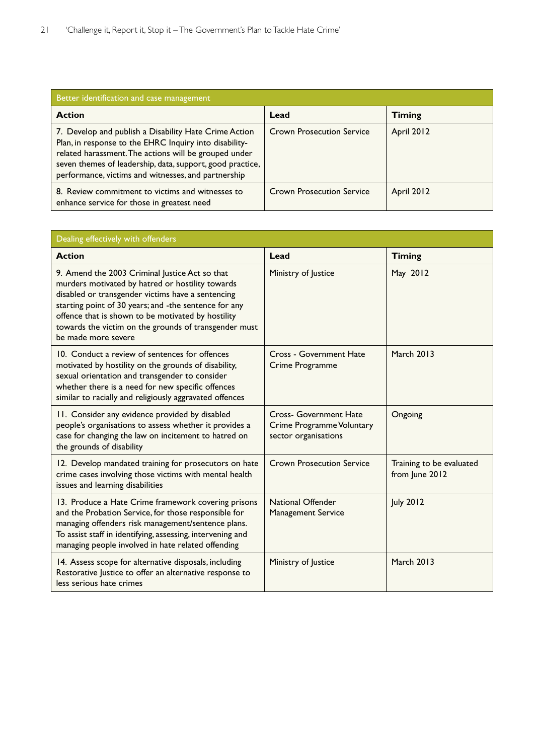| Better identification and case management | | |
|---|---|---|
| **Action** | **Lead** | **Timing** |
| 7. Develop and publish a Disability Hate Crime Action Plan, in response to the EHRC Inquiry into disability-related harassment. The actions will be grouped under seven themes of leadership, data, support, good practice, performance, victims and witnesses, and partnership | Crown Prosecution Service | April 2012 |
| 8. Review commitment to victims and witnesses to enhance service for those in greatest need | Crown Prosecution Service | April 2012 |

| Dealing effectively with offenders | | |
|---|---|---|
| **Action** | **Lead** | **Timing** |
| 9. Amend the 2003 Criminal Justice Act so that murders motivated by hatred or hostility towards disabled or transgender victims have a sentencing starting point of 30 years; and -the sentence for any offence that is shown to be motivated by hostility towards the victim on the grounds of transgender must be made more severe | Ministry of Justice | May 2012 |
| 10. Conduct a review of sentences for offences motivated by hostility on the grounds of disability, sexual orientation and transgender to consider whether there is a need for new specific offences similar to racially and religiously aggravated offences | Cross - Government Hate Crime Programme | March 2013 |
| 11. Consider any evidence provided by disabled people's organisations to assess whether it provides a case for changing the law on incitement to hatred on the grounds of disability | Cross- Government Hate Crime Programme Voluntary sector organisations | Ongoing |
| 12. Develop mandated training for prosecutors on hate crime cases involving those victims with mental health issues and learning disabilities | Crown Prosecution Service | Training to be evaluated from June 2012 |
| 13. Produce a Hate Crime framework covering prisons and the Probation Service, for those responsible for managing offenders risk management/sentence plans. To assist staff in identifying, assessing, intervening and managing people involved in hate related offending | National Offender Management Service | July 2012 |
| 14. Assess scope for alternative disposals, including Restorative Justice to offer an alternative response to less serious hate crimes | Ministry of Justice | March 2013 |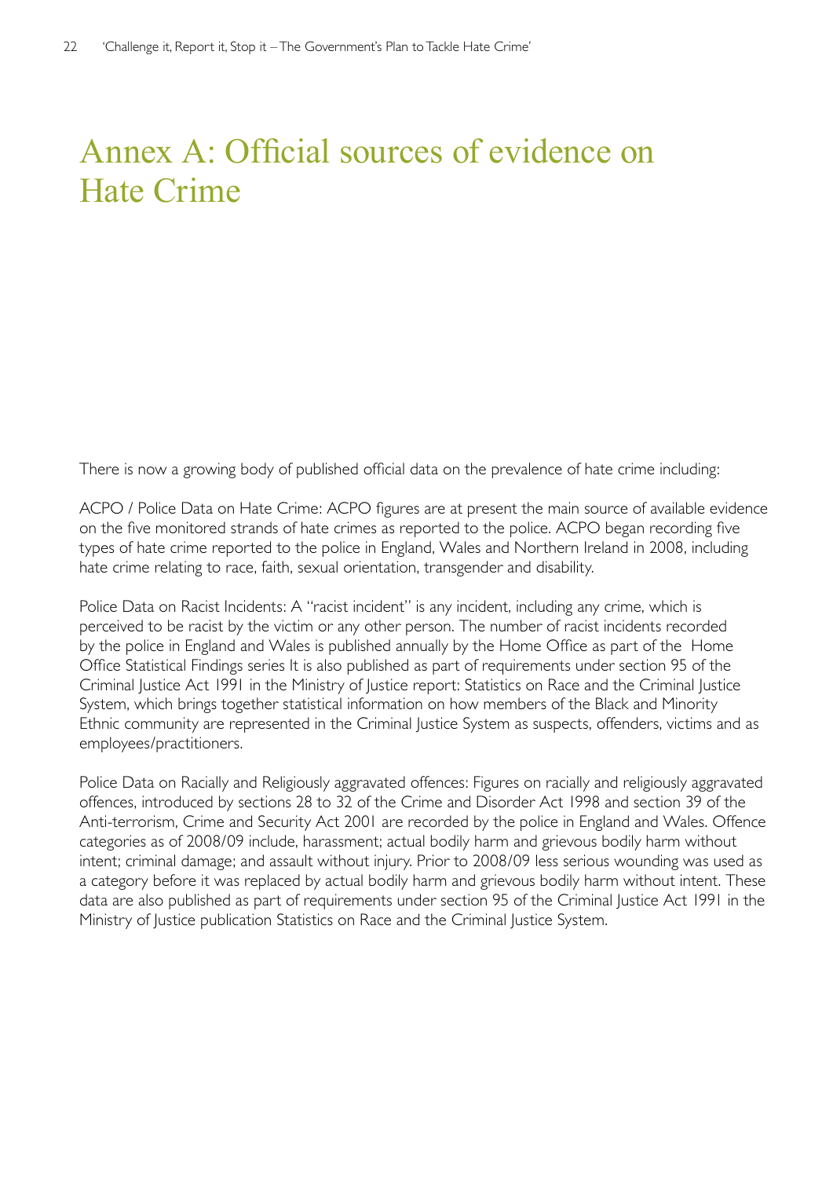# Annex A: Official sources of evidence on Hate Crime

There is now a growing body of published official data on the prevalence of hate crime including:

ACPO / Police Data on Hate Crime: ACPO figures are at present the main source of available evidence on the five monitored strands of hate crimes as reported to the police. ACPO began recording five types of hate crime reported to the police in England, Wales and Northern Ireland in 2008, including hate crime relating to race, faith, sexual orientation, transgender and disability.

Police Data on Racist Incidents: A "racist incident" is any incident, including any crime, which is perceived to be racist by the victim or any other person. The number of racist incidents recorded by the police in England and Wales is published annually by the Home Office as part of the Home Office Statistical Findings series It is also published as part of requirements under section 95 of the Criminal Justice Act 1991 in the Ministry of Justice report: Statistics on Race and the Criminal Justice System, which brings together statistical information on how members of the Black and Minority Ethnic community are represented in the Criminal Justice System as suspects, offenders, victims and as employees/practitioners.

Police Data on Racially and Religiously aggravated offences: Figures on racially and religiously aggravated offences, introduced by sections 28 to 32 of the Crime and Disorder Act 1998 and section 39 of the Anti-terrorism, Crime and Security Act 2001 are recorded by the police in England and Wales. Offence categories as of 2008/09 include, harassment; actual bodily harm and grievous bodily harm without intent; criminal damage; and assault without injury. Prior to 2008/09 less serious wounding was used as a category before it was replaced by actual bodily harm and grievous bodily harm without intent. These data are also published as part of requirements under section 95 of the Criminal Justice Act 1991 in the Ministry of Justice publication Statistics on Race and the Criminal Justice System.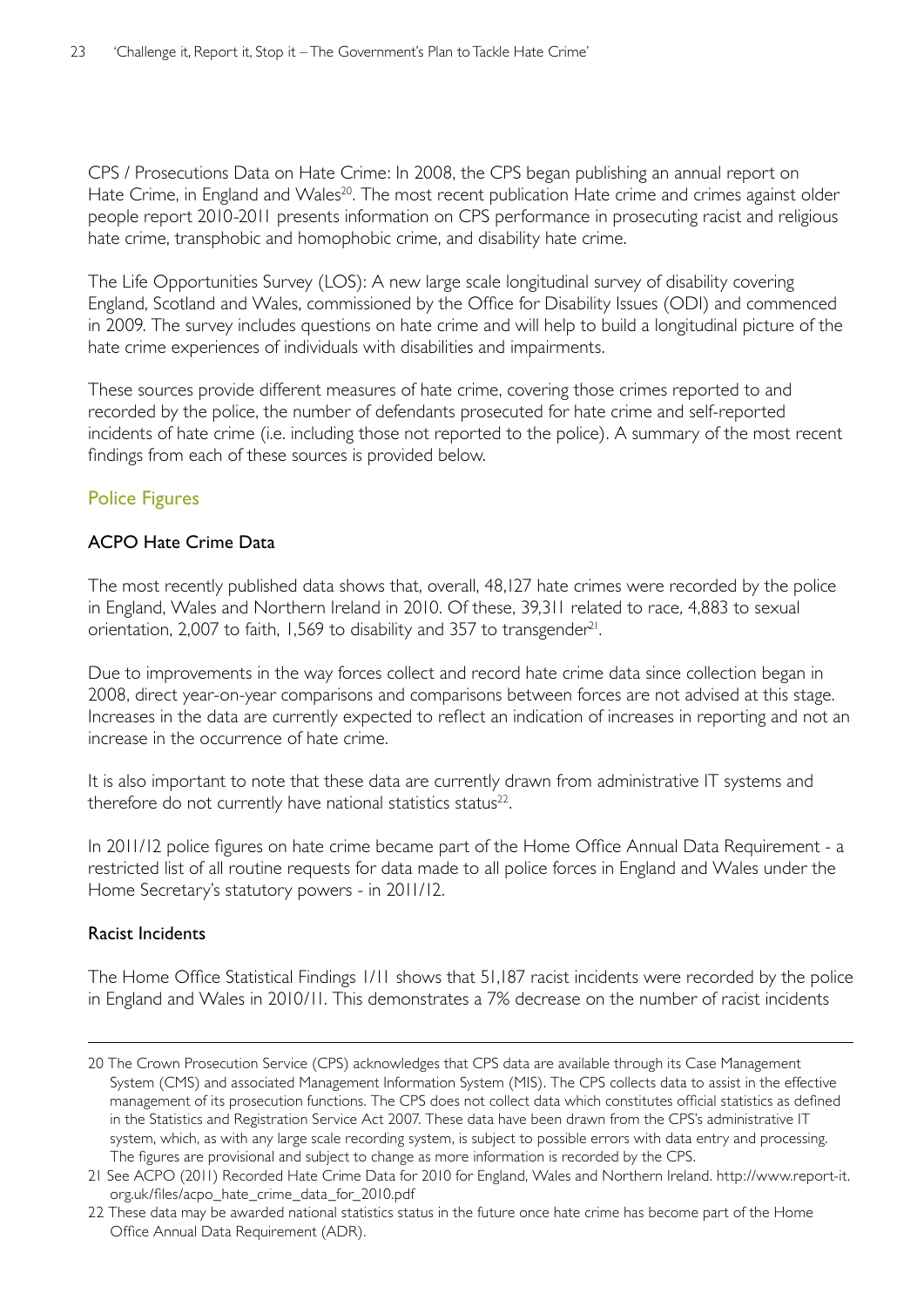CPS / Prosecutions Data on Hate Crime: In 2008, the CPS began publishing an annual report on Hate Crime, in England and Wales[20]. The most recent publication Hate crime and crimes against older people report 2010-2011 presents information on CPS performance in prosecuting racist and religious hate crime, transphobic and homophobic crime, and disability hate crime.

The Life Opportunities Survey (LOS): A new large scale longitudinal survey of disability covering England, Scotland and Wales, commissioned by the Office for Disability Issues (ODI) and commenced in 2009. The survey includes questions on hate crime and will help to build a longitudinal picture of the hate crime experiences of individuals with disabilities and impairments.

These sources provide different measures of hate crime, covering those crimes reported to and recorded by the police, the number of defendants prosecuted for hate crime and self-reported incidents of hate crime (i.e. including those not reported to the police). A summary of the most recent findings from each of these sources is provided below.

## Police Figures

### ACPO Hate Crime Data

The most recently published data shows that, overall, 48,127 hate crimes were recorded by the police in England, Wales and Northern Ireland in 2010. Of these, 39,311 related to race, 4,883 to sexual orientation, 2,007 to faith, 1,569 to disability and 357 to transgender[21].

Due to improvements in the way forces collect and record hate crime data since collection began in 2008, direct year-on-year comparisons and comparisons between forces are not advised at this stage. Increases in the data are currently expected to reflect an indication of increases in reporting and not an increase in the occurrence of hate crime.

It is also important to note that these data are currently drawn from administrative IT systems and therefore do not currently have national statistics status[22].

In 2011/12 police figures on hate crime became part of the Home Office Annual Data Requirement - a restricted list of all routine requests for data made to all police forces in England and Wales under the Home Secretary's statutory powers - in 2011/12.

### Racist Incidents

The Home Office Statistical Findings 1/11 shows that 51,187 racist incidents were recorded by the police in England and Wales in 2010/11. This demonstrates a 7% decrease on the number of racist incidents

---

20 The Crown Prosecution Service (CPS) acknowledges that CPS data are available through its Case Management System (CMS) and associated Management Information System (MIS). The CPS collects data to assist in the effective management of its prosecution functions. The CPS does not collect data which constitutes official statistics as defined in the Statistics and Registration Service Act 2007. These data have been drawn from the CPS's administrative IT system, which, as with any large scale recording system, is subject to possible errors with data entry and processing. The figures are provisional and subject to change as more information is recorded by the CPS.

21 See ACPO (2011) Recorded Hate Crime Data for 2010 for England, Wales and Northern Ireland. http://www.report-it.org.uk/files/acpo_hate_crime_data_for_2010.pdf

22 These data may be awarded national statistics status in the future once hate crime has become part of the Home Office Annual Data Requirement (ADR).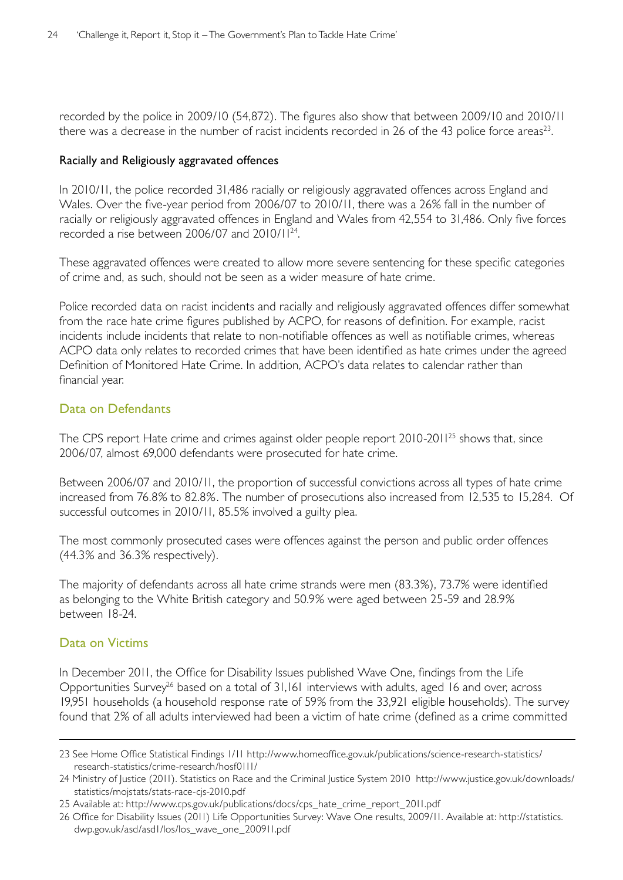recorded by the police in 2009/10 (54,872). The figures also show that between 2009/10 and 2010/11 there was a decrease in the number of racist incidents recorded in 26 of the 43 police force areas[23].

### Racially and Religiously aggravated offences

In 2010/11, the police recorded 31,486 racially or religiously aggravated offences across England and Wales. Over the five-year period from 2006/07 to 2010/11, there was a 26% fall in the number of racially or religiously aggravated offences in England and Wales from 42,554 to 31,486. Only five forces recorded a rise between 2006/07 and 2010/11[24].

These aggravated offences were created to allow more severe sentencing for these specific categories of crime and, as such, should not be seen as a wider measure of hate crime.

Police recorded data on racist incidents and racially and religiously aggravated offences differ somewhat from the race hate crime figures published by ACPO, for reasons of definition. For example, racist incidents include incidents that relate to non-notifiable offences as well as notifiable crimes, whereas ACPO data only relates to recorded crimes that have been identified as hate crimes under the agreed Definition of Monitored Hate Crime. In addition, ACPO's data relates to calendar rather than financial year.

## Data on Defendants

The CPS report Hate crime and crimes against older people report 2010-2011[25] shows that, since 2006/07, almost 69,000 defendants were prosecuted for hate crime.

Between 2006/07 and 2010/11, the proportion of successful convictions across all types of hate crime increased from 76.8% to 82.8%. The number of prosecutions also increased from 12,535 to 15,284. Of successful outcomes in 2010/11, 85.5% involved a guilty plea.

The most commonly prosecuted cases were offences against the person and public order offences (44.3% and 36.3% respectively).

The majority of defendants across all hate crime strands were men (83.3%), 73.7% were identified as belonging to the White British category and 50.9% were aged between 25-59 and 28.9% between 18-24.

## Data on Victims

In December 2011, the Office for Disability Issues published Wave One, findings from the Life Opportunities Survey[26] based on a total of 31,161 interviews with adults, aged 16 and over, across 19,951 households (a household response rate of 59% from the 33,921 eligible households). The survey found that 2% of all adults interviewed had been a victim of hate crime (defined as a crime committed

---

23 See Home Office Statistical Findings 1/11 http://www.homeoffice.gov.uk/publications/science-research-statistics/research-statistics/crime-research/hosf0111/

24 Ministry of Justice (2011). Statistics on Race and the Criminal Justice System 2010 http://www.justice.gov.uk/downloads/statistics/mojstats/stats-race-cjs-2010.pdf

25 Available at: http://www.cps.gov.uk/publications/docs/cps_hate_crime_report_2011.pdf

26 Office for Disability Issues (2011) Life Opportunities Survey: Wave One results, 2009/11. Available at: http://statistics.dwp.gov.uk/asd/asd1/los/los_wave_one_200911.pdf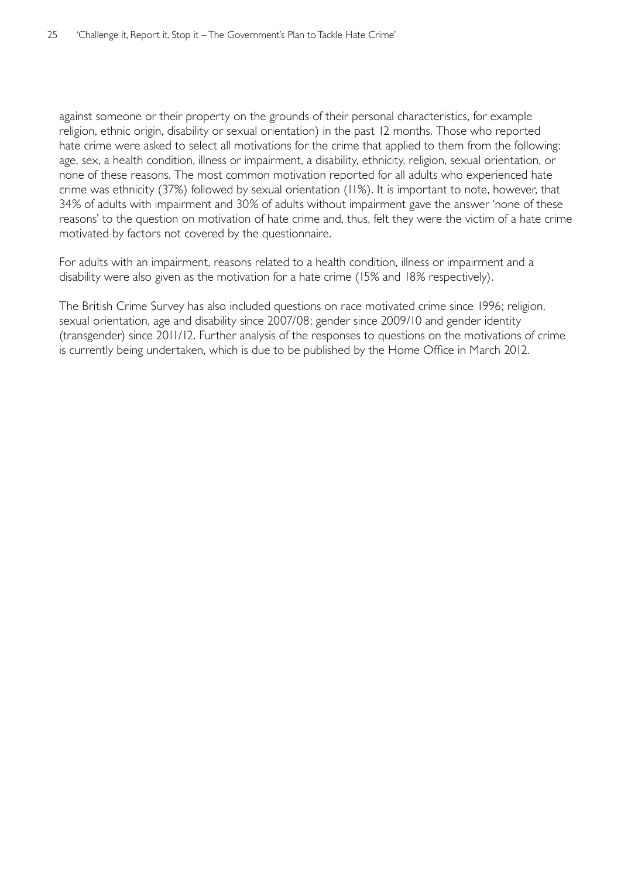against someone or their property on the grounds of their personal characteristics, for example religion, ethnic origin, disability or sexual orientation) in the past 12 months. Those who reported hate crime were asked to select all motivations for the crime that applied to them from the following: age, sex, a health condition, illness or impairment, a disability, ethnicity, religion, sexual orientation, or none of these reasons. The most common motivation reported for all adults who experienced hate crime was ethnicity (37%) followed by sexual orientation (11%). It is important to note, however, that 34% of adults with impairment and 30% of adults without impairment gave the answer 'none of these reasons' to the question on motivation of hate crime and, thus, felt they were the victim of a hate crime motivated by factors not covered by the questionnaire.

For adults with an impairment, reasons related to a health condition, illness or impairment and a disability were also given as the motivation for a hate crime (15% and 18% respectively).

The British Crime Survey has also included questions on race motivated crime since 1996; religion, sexual orientation, age and disability since 2007/08; gender since 2009/10 and gender identity (transgender) since 2011/12. Further analysis of the responses to questions on the motivations of crime is currently being undertaken, which is due to be published by the Home Office in March 2012.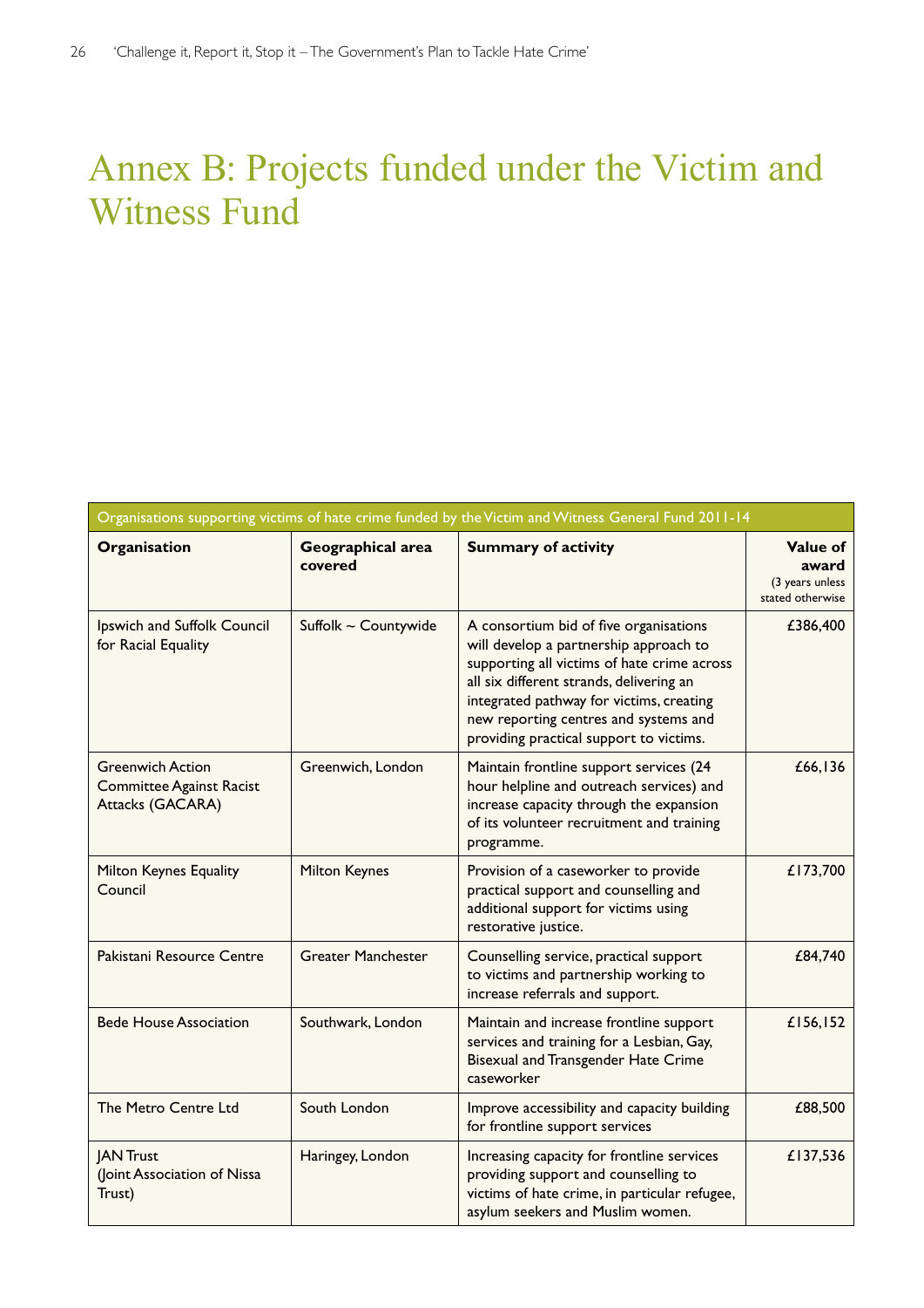# Annex B: Projects funded under the Victim and Witness Fund

| Organisations supporting victims of hate crime funded by the Victim and Witness General Fund 2011-14 | | | |
|---|---|---|---|
| **Organisation** | **Geographical area covered** | **Summary of activity** | **Value of award** (3 years unless stated otherwise |
| Ipswich and Suffolk Council for Racial Equality | Suffolk ~ Countywide | A consortium bid of five organisations will develop a partnership approach to supporting all victims of hate crime across all six different strands, delivering an integrated pathway for victims, creating new reporting centres and systems and providing practical support to victims. | £386,400 |
| Greenwich Action Committee Against Racist Attacks (GACARA) | Greenwich, London | Maintain frontline support services (24 hour helpline and outreach services) and increase capacity through the expansion of its volunteer recruitment and training programme. | £66,136 |
| Milton Keynes Equality Council | Milton Keynes | Provision of a caseworker to provide practical support and counselling and additional support for victims using restorative justice. | £173,700 |
| Pakistani Resource Centre | Greater Manchester | Counselling service, practical support to victims and partnership working to increase referrals and support. | £84,740 |
| Bede House Association | Southwark, London | Maintain and increase frontline support services and training for a Lesbian, Gay, Bisexual and Transgender Hate Crime caseworker | £156,152 |
| The Metro Centre Ltd | South London | Improve accessibility and capacity building for frontline support services | £88,500 |
| JAN Trust (Joint Association of Nissa Trust) | Haringey, London | Increasing capacity for frontline services providing support and counselling to victims of hate crime, in particular refugee, asylum seekers and Muslim women. | £137,536 |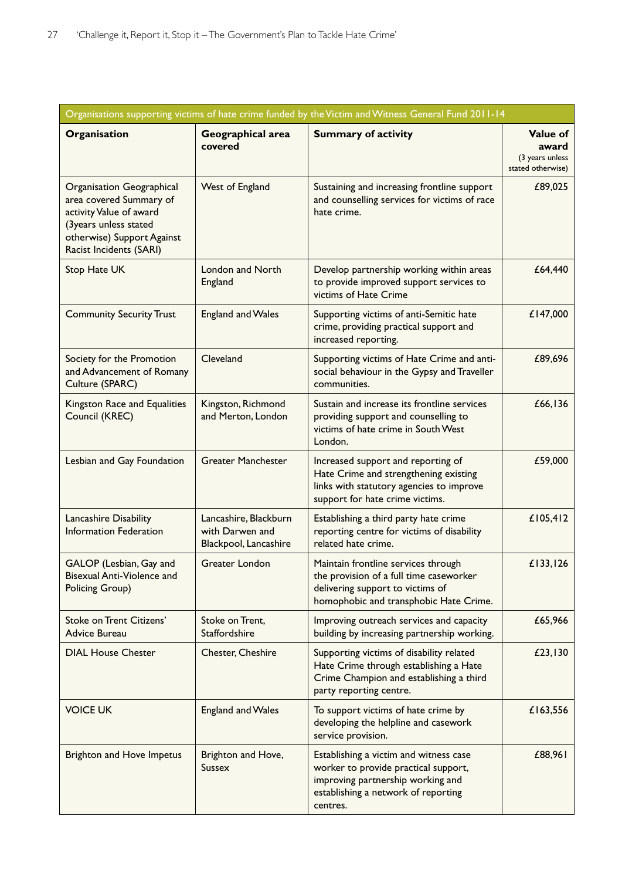| Organisations supporting victims of hate crime funded by the Victim and Witness General Fund 2011-14 | | | |
|---|---|---|---|
| **Organisation** | **Geographical area covered** | **Summary of activity** | **Value of award** (3 years unless stated otherwise) |
| Organisation Geographical area covered Summary of activity Value of award (3years unless stated otherwise) Support Against Racist Incidents (SARI) | West of England | Sustaining and increasing frontline support and counselling services for victims of race hate crime. | £89,025 |
| Stop Hate UK | London and North England | Develop partnership working within areas to provide improved support services to victims of Hate Crime | £64,440 |
| Community Security Trust | England and Wales | Supporting victims of anti-Semitic hate crime, providing practical support and increased reporting. | £147,000 |
| Society for the Promotion and Advancement of Romany Culture (SPARC) | Cleveland | Supporting victims of Hate Crime and anti-social behaviour in the Gypsy and Traveller communities. | £89,696 |
| Kingston Race and Equalities Council (KREC) | Kingston, Richmond and Merton, London | Sustain and increase its frontline services providing support and counselling to victims of hate crime in South West London. | £66,136 |
| Lesbian and Gay Foundation | Greater Manchester | Increased support and reporting of Hate Crime and strengthening existing links with statutory agencies to improve support for hate crime victims. | £59,000 |
| Lancashire Disability Information Federation | Lancashire, Blackburn with Darwen and Blackpool, Lancashire | Establishing a third party hate crime reporting centre for victims of disability related hate crime. | £105,412 |
| GALOP (Lesbian, Gay and Bisexual Anti-Violence and Policing Group) | Greater London | Maintain frontline services through the provision of a full time caseworker delivering support to victims of homophobic and transphobic Hate Crime. | £133,126 |
| Stoke on Trent Citizens' Advice Bureau | Stoke on Trent, Staffordshire | Improving outreach services and capacity building by increasing partnership working. | £65,966 |
| DIAL House Chester | Chester, Cheshire | Supporting victims of disability related Hate Crime through establishing a Hate Crime Champion and establishing a third party reporting centre. | £23,130 |
| VOICE UK | England and Wales | To support victims of hate crime by developing the helpline and casework service provision. | £163,556 |
| Brighton and Hove Impetus | Brighton and Hove, Sussex | Establishing a victim and witness case worker to provide practical support, improving partnership working and establishing a network of reporting centres. | £88,961 |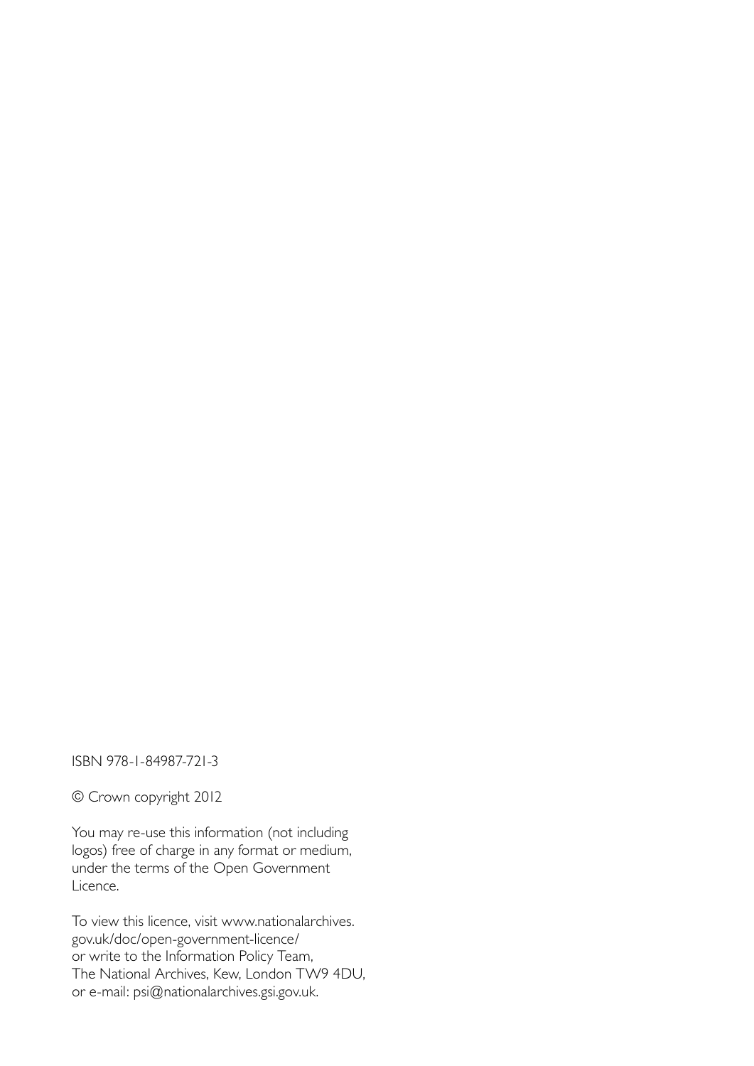ISBN 978-1-84987-721-3

© Crown copyright 2012

You may re-use this information (not including logos) free of charge in any format or medium, under the terms of the Open Government Licence.

To view this licence, visit www.nationalarchives.gov.uk/doc/open-government-licence/ or write to the Information Policy Team, The National Archives, Kew, London TW9 4DU, or e-mail: psi@nationalarchives.gsi.gov.uk.